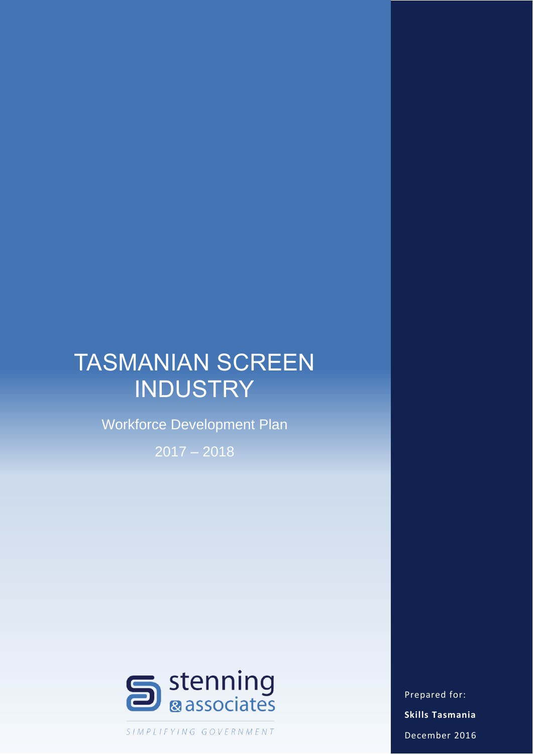# TASMANIAN SCREEN INDUSTRY

Workforce Development Plan

2017 – 2018

stenning & associates

SIMPLIFYING GOVERNMENT

Prepared for:

**Skills Tasmania**

December 2016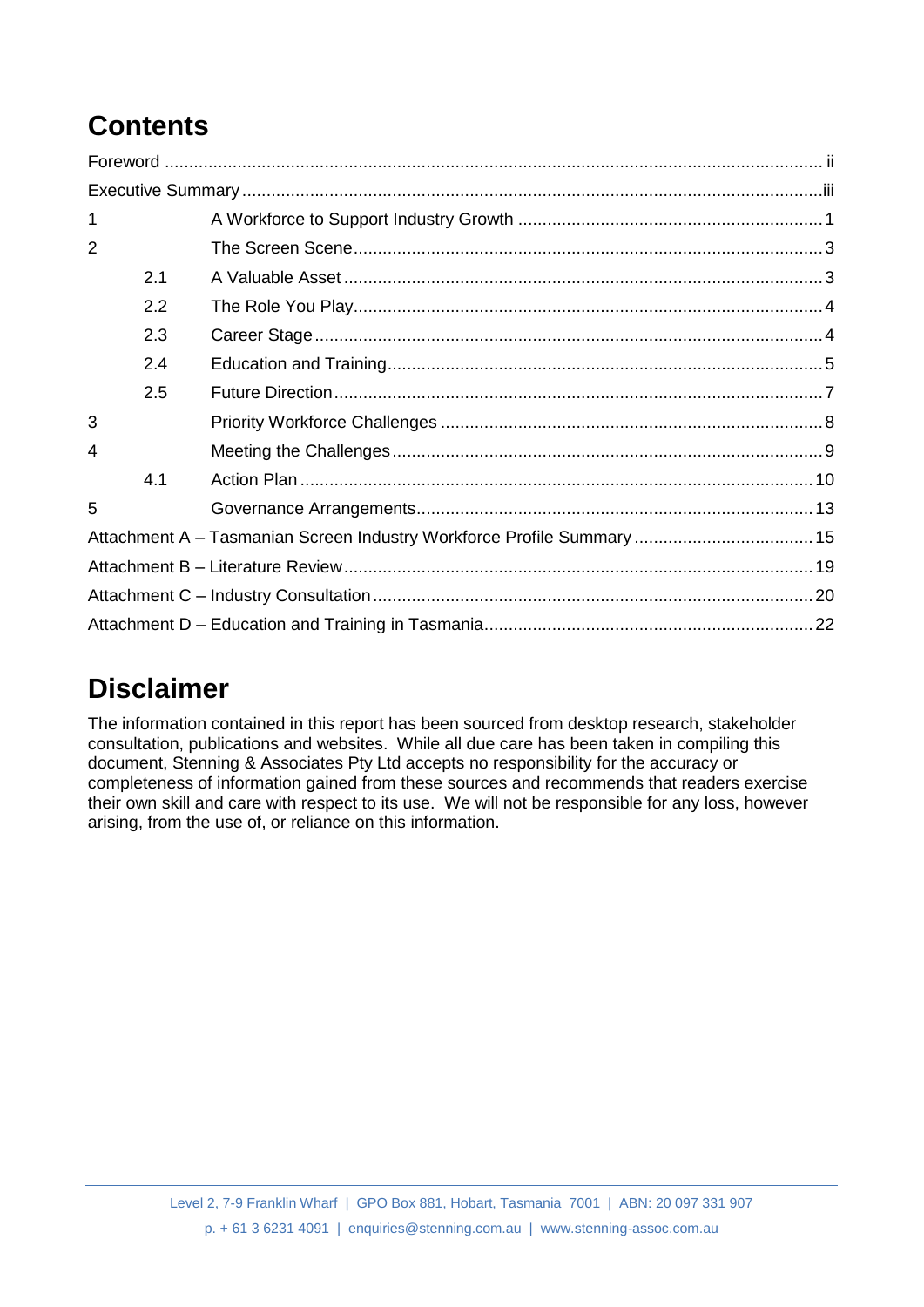# Contents

Foreword ........................................................................................................................................ ii

Executive Summary .......................................................................................................................iii

1 A Workforce to Support Industry Growth .............................................................. 1

2 The Screen Scene ................................................................................................ 3

- 2.1 A Valuable Asset .................................................................................................. 3
- 2.2 The Role You Play ................................................................................................ 4
- 2.3 Career Stage ........................................................................................................ 4
- 2.4 Education and Training ......................................................................................... 5
- 2.5 Future Direction .................................................................................................... 7

3 Priority Workforce Challenges ............................................................................... 8

4 Meeting the Challenges ........................................................................................ 9

- 4.1 Action Plan ......................................................................................................... 10

5 Governance Arrangements .................................................................................. 13

Attachment A – Tasmanian Screen Industry Workforce Profile Summary ..................................... 15

Attachment B – Literature Review ................................................................................................ 19

Attachment C – Industry Consultation .......................................................................................... 20

Attachment D – Education and Training in Tasmania ................................................................... 22

# Disclaimer

The information contained in this report has been sourced from desktop research, stakeholder consultation, publications and websites. While all due care has been taken in compiling this document, Stenning & Associates Pty Ltd accepts no responsibility for the accuracy or completeness of information gained from these sources and recommends that readers exercise their own skill and care with respect to its use. We will not be responsible for any loss, however arising, from the use of, or reliance on this information.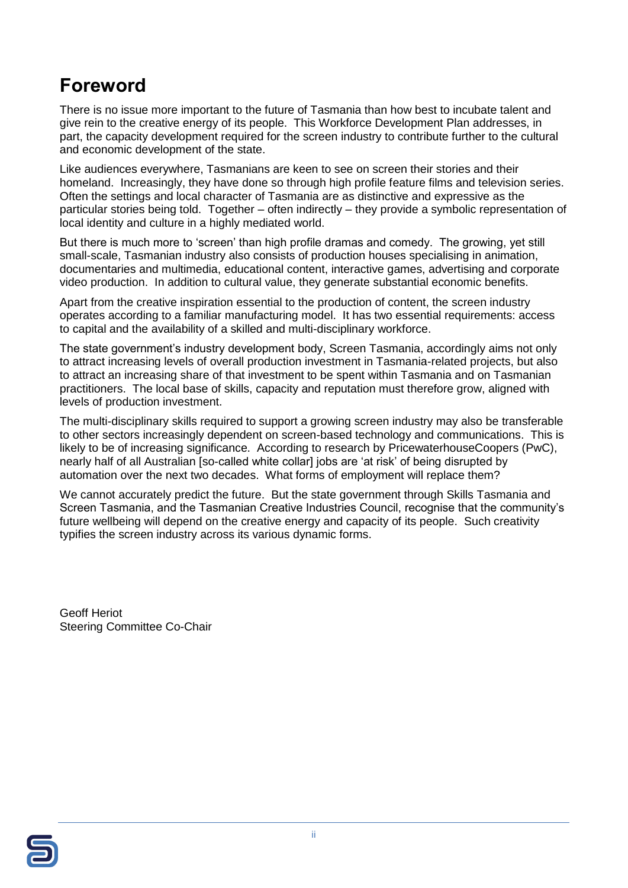# Foreword

There is no issue more important to the future of Tasmania than how best to incubate talent and give rein to the creative energy of its people. This Workforce Development Plan addresses, in part, the capacity development required for the screen industry to contribute further to the cultural and economic development of the state.

Like audiences everywhere, Tasmanians are keen to see on screen their stories and their homeland. Increasingly, they have done so through high profile feature films and television series. Often the settings and local character of Tasmania are as distinctive and expressive as the particular stories being told. Together – often indirectly – they provide a symbolic representation of local identity and culture in a highly mediated world.

But there is much more to 'screen' than high profile dramas and comedy. The growing, yet still small-scale, Tasmanian industry also consists of production houses specialising in animation, documentaries and multimedia, educational content, interactive games, advertising and corporate video production. In addition to cultural value, they generate substantial economic benefits.

Apart from the creative inspiration essential to the production of content, the screen industry operates according to a familiar manufacturing model. It has two essential requirements: access to capital and the availability of a skilled and multi-disciplinary workforce.

The state government's industry development body, Screen Tasmania, accordingly aims not only to attract increasing levels of overall production investment in Tasmania-related projects, but also to attract an increasing share of that investment to be spent within Tasmania and on Tasmanian practitioners. The local base of skills, capacity and reputation must therefore grow, aligned with levels of production investment.

The multi-disciplinary skills required to support a growing screen industry may also be transferable to other sectors increasingly dependent on screen-based technology and communications. This is likely to be of increasing significance. According to research by PricewaterhouseCoopers (PwC), nearly half of all Australian [so-called white collar] jobs are 'at risk' of being disrupted by automation over the next two decades. What forms of employment will replace them?

We cannot accurately predict the future. But the state government through Skills Tasmania and Screen Tasmania, and the Tasmanian Creative Industries Council, recognise that the community's future wellbeing will depend on the creative energy and capacity of its people. Such creativity typifies the screen industry across its various dynamic forms.

Geoff Heriot
Steering Committee Co-Chair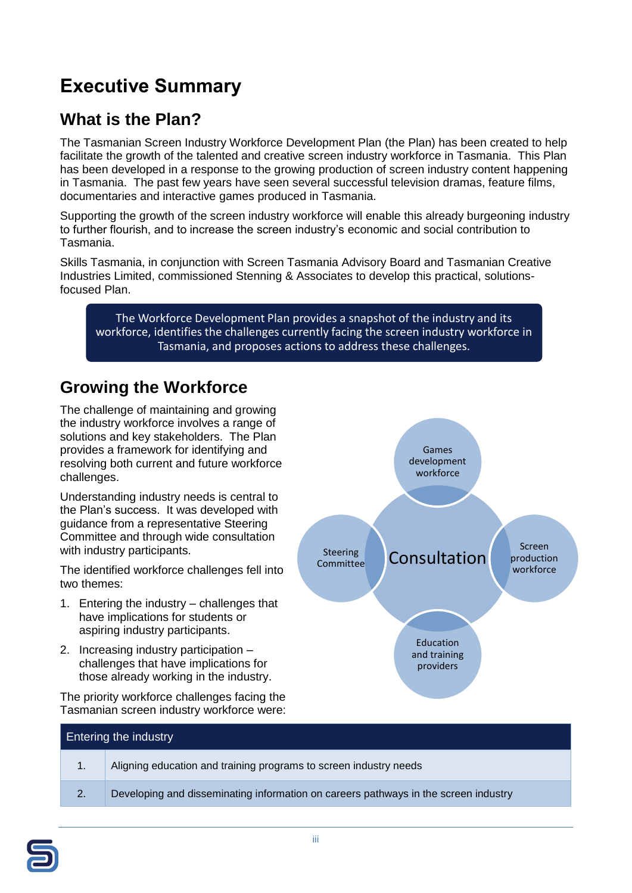# Executive Summary

## What is the Plan?

The Tasmanian Screen Industry Workforce Development Plan (the Plan) has been created to help facilitate the growth of the talented and creative screen industry workforce in Tasmania. This Plan has been developed in a response to the growing production of screen industry content happening in Tasmania. The past few years have seen several successful television dramas, feature films, documentaries and interactive games produced in Tasmania.

Supporting the growth of the screen industry workforce will enable this already burgeoning industry to further flourish, and to increase the screen industry's economic and social contribution to Tasmania.

Skills Tasmania, in conjunction with Screen Tasmania Advisory Board and Tasmanian Creative Industries Limited, commissioned Stenning & Associates to develop this practical, solutions-focused Plan.

> The Workforce Development Plan provides a snapshot of the industry and its workforce, identifies the challenges currently facing the screen industry workforce in Tasmania, and proposes actions to address these challenges.

## Growing the Workforce

The challenge of maintaining and growing the industry workforce involves a range of solutions and key stakeholders. The Plan provides a framework for identifying and resolving both current and future workforce challenges.

Understanding industry needs is central to the Plan's success. It was developed with guidance from a representative Steering Committee and through wide consultation with industry participants.

Consultation: Games development workforce; Screen production workforce; Education and training providers; Steering Committee

The identified workforce challenges fell into two themes:

1. Entering the industry – challenges that have implications for students or aspiring industry participants.
2. Increasing industry participation – challenges that have implications for those already working in the industry.

The priority workforce challenges facing the Tasmanian screen industry workforce were:

| Entering the industry | |
|---|---|
| 1. | Aligning education and training programs to screen industry needs |
| 2. | Developing and disseminating information on careers pathways in the screen industry |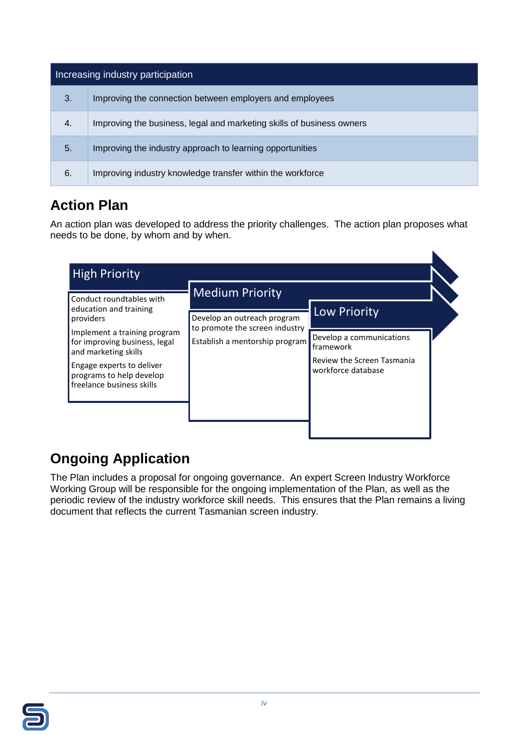| Increasing industry participation | |
|---|---|
| 3. | Improving the connection between employers and employees |
| 4. | Improving the business, legal and marketing skills of business owners |
| 5. | Improving the industry approach to learning opportunities |
| 6. | Improving industry knowledge transfer within the workforce |

## Action Plan

An action plan was developed to address the priority challenges. The action plan proposes what needs to be done, by whom and by when.

**High Priority**

- Conduct roundtables with education and training providers
- Implement a training program for improving business, legal and marketing skills
- Engage experts to deliver programs to help develop freelance business skills

**Medium Priority**

- Develop an outreach program to promote the screen industry
- Establish a mentorship program

**Low Priority**

- Develop a communications framework
- Review the Screen Tasmania workforce database

## Ongoing Application

The Plan includes a proposal for ongoing governance. An expert Screen Industry Workforce Working Group will be responsible for the ongoing implementation of the Plan, as well as the periodic review of the industry workforce skill needs. This ensures that the Plan remains a living document that reflects the current Tasmanian screen industry.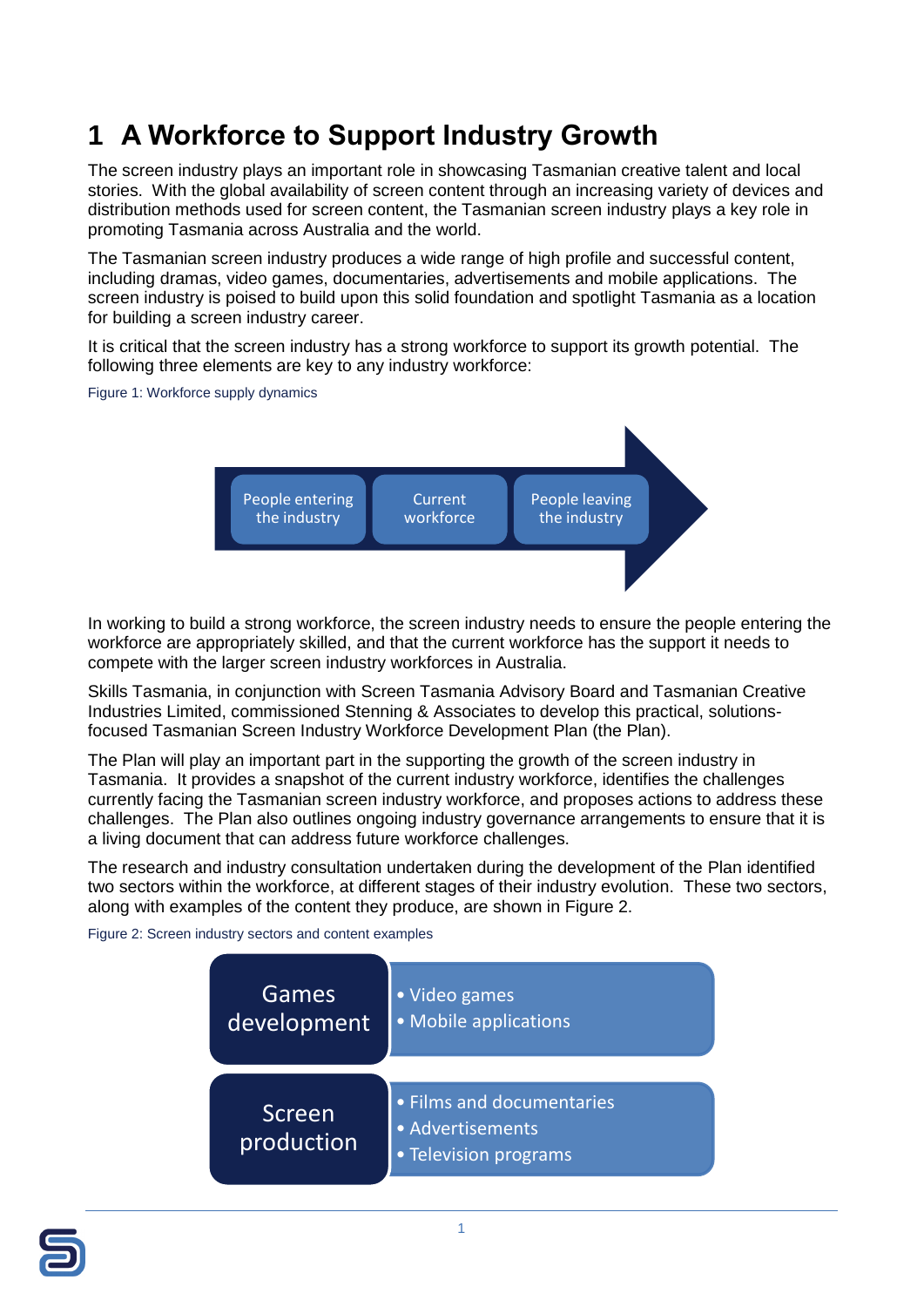# 1 A Workforce to Support Industry Growth

The screen industry plays an important role in showcasing Tasmanian creative talent and local stories. With the global availability of screen content through an increasing variety of devices and distribution methods used for screen content, the Tasmanian screen industry plays a key role in promoting Tasmania across Australia and the world.

The Tasmanian screen industry produces a wide range of high profile and successful content, including dramas, video games, documentaries, advertisements and mobile applications. The screen industry is poised to build upon this solid foundation and spotlight Tasmania as a location for building a screen industry career.

It is critical that the screen industry has a strong workforce to support its growth potential. The following three elements are key to any industry workforce:

Figure 1: Workforce supply dynamics

People entering the industry → Current workforce → People leaving the industry

In working to build a strong workforce, the screen industry needs to ensure the people entering the workforce are appropriately skilled, and that the current workforce has the support it needs to compete with the larger screen industry workforces in Australia.

Skills Tasmania, in conjunction with Screen Tasmania Advisory Board and Tasmanian Creative Industries Limited, commissioned Stenning & Associates to develop this practical, solutions-focused Tasmanian Screen Industry Workforce Development Plan (the Plan).

The Plan will play an important part in the supporting the growth of the screen industry in Tasmania. It provides a snapshot of the current industry workforce, identifies the challenges currently facing the Tasmanian screen industry workforce, and proposes actions to address these challenges. The Plan also outlines ongoing industry governance arrangements to ensure that it is a living document that can address future workforce challenges.

The research and industry consultation undertaken during the development of the Plan identified two sectors within the workforce, at different stages of their industry evolution. These two sectors, along with examples of the content they produce, are shown in Figure 2.

Figure 2: Screen industry sectors and content examples

| Sector | Content examples |
| --- | --- |
| Games development | • Video games<br>• Mobile applications |
| Screen production | • Films and documentaries<br>• Advertisements<br>• Television programs |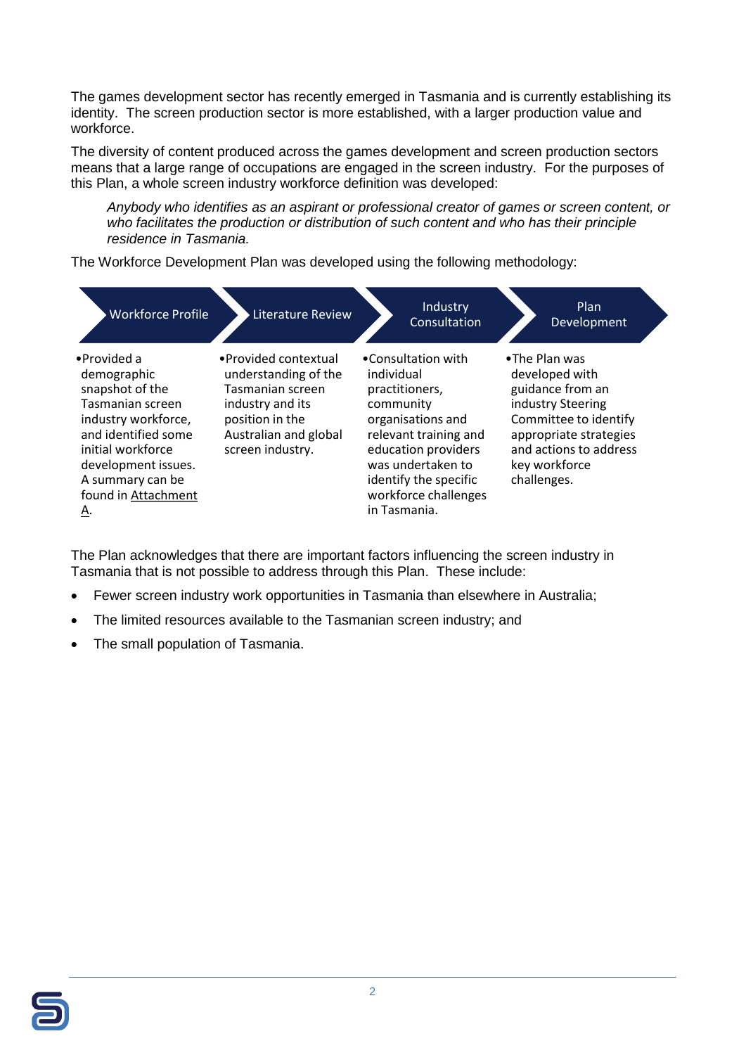The games development sector has recently emerged in Tasmania and is currently establishing its identity. The screen production sector is more established, with a larger production value and workforce.

The diversity of content produced across the games development and screen production sectors means that a large range of occupations are engaged in the screen industry. For the purposes of this Plan, a whole screen industry workforce definition was developed:

> *Anybody who identifies as an aspirant or professional creator of games or screen content, or who facilitates the production or distribution of such content and who has their principle residence in Tasmania.*

The Workforce Development Plan was developed using the following methodology:

| Workforce Profile | Literature Review | Industry Consultation | Plan Development |
|---|---|---|---|
| • Provided a demographic snapshot of the Tasmanian screen industry workforce, and identified some initial workforce development issues. A summary can be found in Attachment A. | • Provided contextual understanding of the Tasmanian screen industry and its position in the Australian and global screen industry. | • Consultation with individual practitioners, community organisations and relevant training and education providers was undertaken to identify the specific workforce challenges in Tasmania. | • The Plan was developed with guidance from an industry Steering Committee to identify appropriate strategies and actions to address key workforce challenges. |

The Plan acknowledges that there are important factors influencing the screen industry in Tasmania that is not possible to address through this Plan. These include:

- Fewer screen industry work opportunities in Tasmania than elsewhere in Australia;
- The limited resources available to the Tasmanian screen industry; and
- The small population of Tasmania.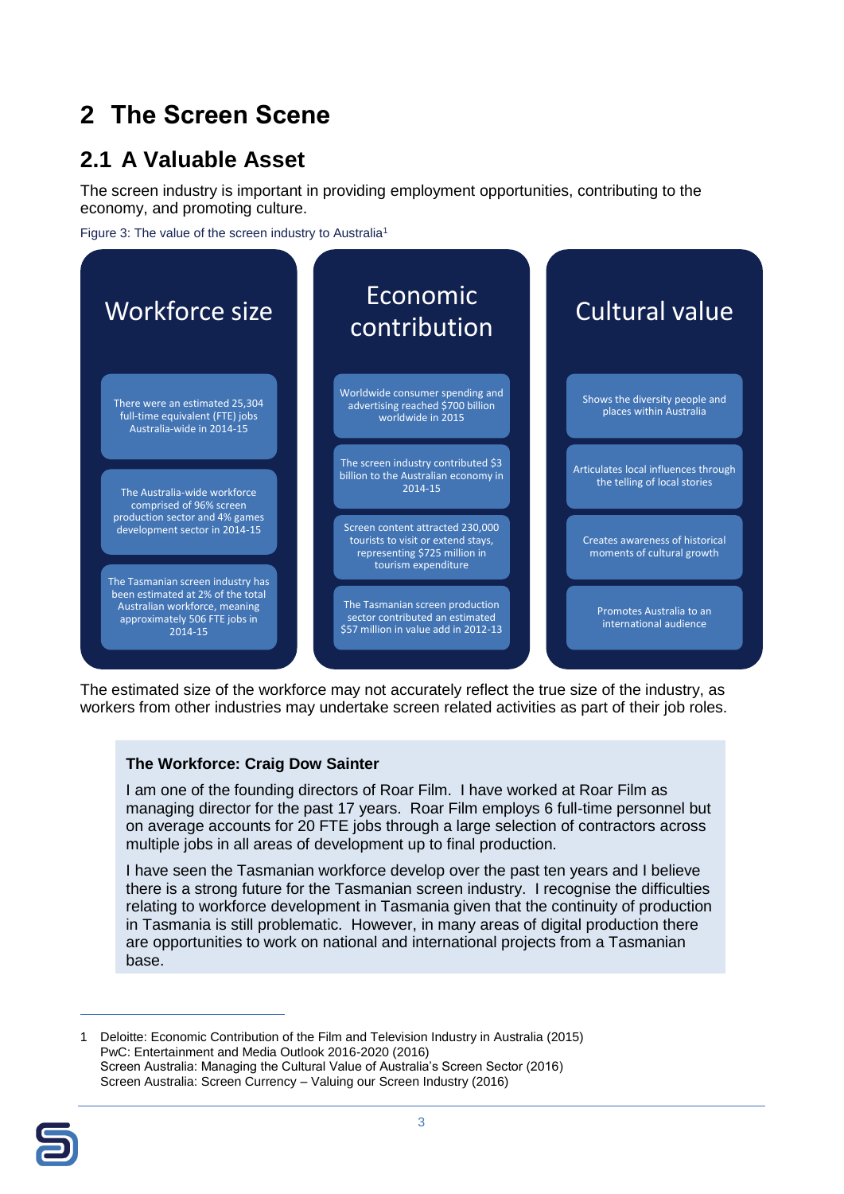# 2 The Screen Scene

## 2.1 A Valuable Asset

The screen industry is important in providing employment opportunities, contributing to the economy, and promoting culture.

Figure 3: The value of the screen industry to Australia[1]

| Workforce size | Economic contribution | Cultural value |
| --- | --- | --- |
| There were an estimated 25,304 full-time equivalent (FTE) jobs Australia-wide in 2014-15 | Worldwide consumer spending and advertising reached $700 billion worldwide in 2015 | Shows the diversity people and places within Australia |
| The Australia-wide workforce comprised of 96% screen production sector and 4% games development sector in 2014-15 | The screen industry contributed $3 billion to the Australian economy in 2014-15 | Articulates local influences through the telling of local stories |
| The Tasmanian screen industry has been estimated at 2% of the total Australian workforce, meaning approximately 506 FTE jobs in 2014-15 | Screen content attracted 230,000 tourists to visit or extend stays, representing $725 million in tourism expenditure | Creates awareness of historical moments of cultural growth |
| | The Tasmanian screen production sector contributed an estimated $57 million in value add in 2012-13 | Promotes Australia to an international audience |

The estimated size of the workforce may not accurately reflect the true size of the industry, as workers from other industries may undertake screen related activities as part of their job roles.

> **The Workforce: Craig Dow Sainter**
>
> I am one of the founding directors of Roar Film. I have worked at Roar Film as managing director for the past 17 years. Roar Film employs 6 full-time personnel but on average accounts for 20 FTE jobs through a large selection of contractors across multiple jobs in all areas of development up to final production.
>
> I have seen the Tasmanian workforce develop over the past ten years and I believe there is a strong future for the Tasmanian screen industry. I recognise the difficulties relating to workforce development in Tasmania given that the continuity of production in Tasmania is still problematic. However, in many areas of digital production there are opportunities to work on national and international projects from a Tasmanian base.

1 Deloitte: Economic Contribution of the Film and Television Industry in Australia (2015)
PwC: Entertainment and Media Outlook 2016-2020 (2016)
Screen Australia: Managing the Cultural Value of Australia's Screen Sector (2016)
Screen Australia: Screen Currency – Valuing our Screen Industry (2016)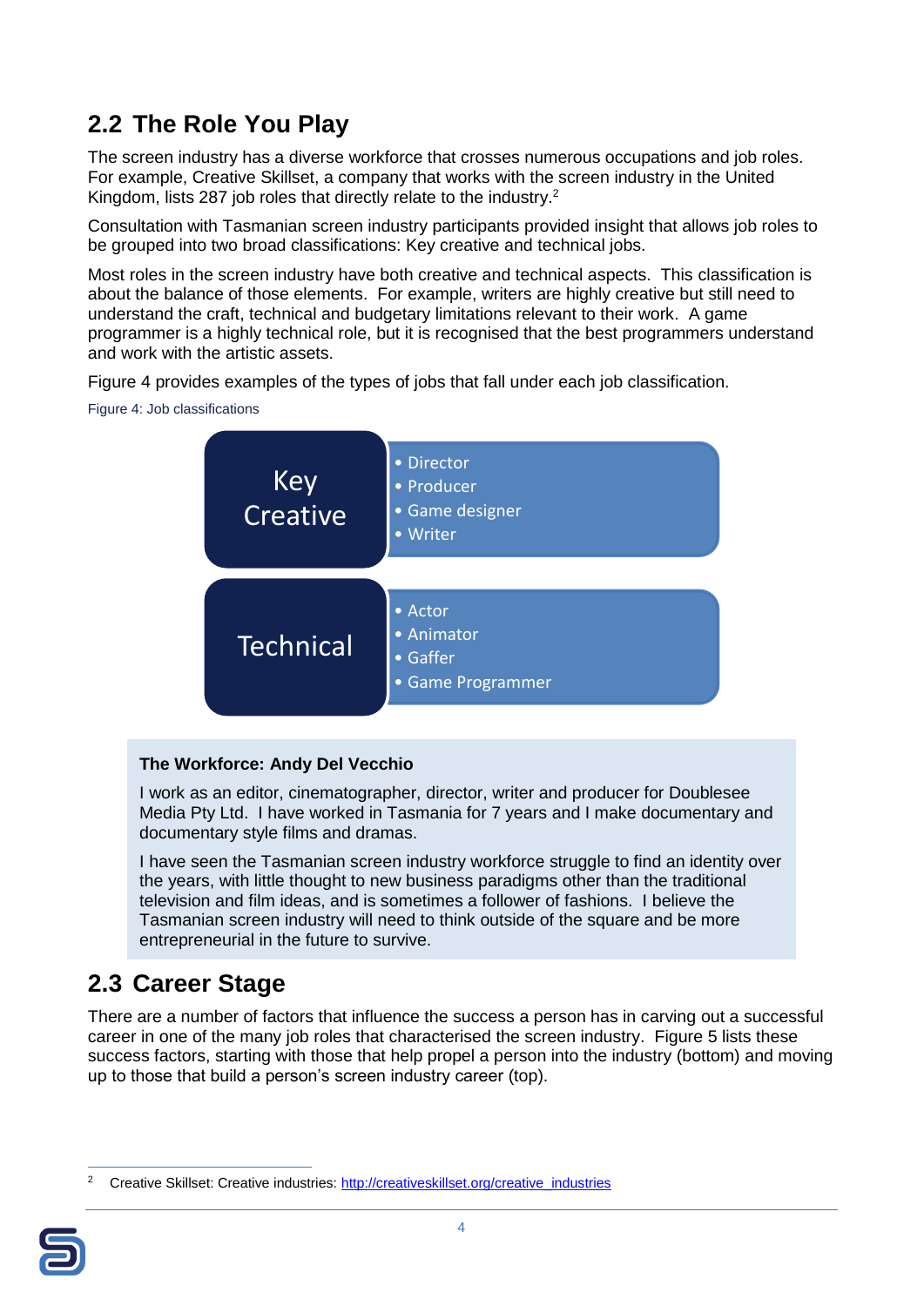## 2.2 The Role You Play

The screen industry has a diverse workforce that crosses numerous occupations and job roles. For example, Creative Skillset, a company that works with the screen industry in the United Kingdom, lists 287 job roles that directly relate to the industry.[2]

Consultation with Tasmanian screen industry participants provided insight that allows job roles to be grouped into two broad classifications: Key creative and technical jobs.

Most roles in the screen industry have both creative and technical aspects. This classification is about the balance of those elements. For example, writers are highly creative but still need to understand the craft, technical and budgetary limitations relevant to their work. A game programmer is a highly technical role, but it is recognised that the best programmers understand and work with the artistic assets.

Figure 4 provides examples of the types of jobs that fall under each job classification.

Figure 4: Job classifications

**Key Creative**

- Director
- Producer
- Game designer
- Writer

**Technical**

- Actor
- Animator
- Gaffer
- Game Programmer

**The Workforce: Andy Del Vecchio**

I work as an editor, cinematographer, director, writer and producer for Doublesee Media Pty Ltd. I have worked in Tasmania for 7 years and I make documentary and documentary style films and dramas.

I have seen the Tasmanian screen industry workforce struggle to find an identity over the years, with little thought to new business paradigms other than the traditional television and film ideas, and is sometimes a follower of fashions. I believe the Tasmanian screen industry will need to think outside of the square and be more entrepreneurial in the future to survive.

## 2.3 Career Stage

There are a number of factors that influence the success a person has in carving out a successful career in one of the many job roles that characterised the screen industry. Figure 5 lists these success factors, starting with those that help propel a person into the industry (bottom) and moving up to those that build a person's screen industry career (top).

---

[2] Creative Skillset: Creative industries: http://creativeskillset.org/creative_industries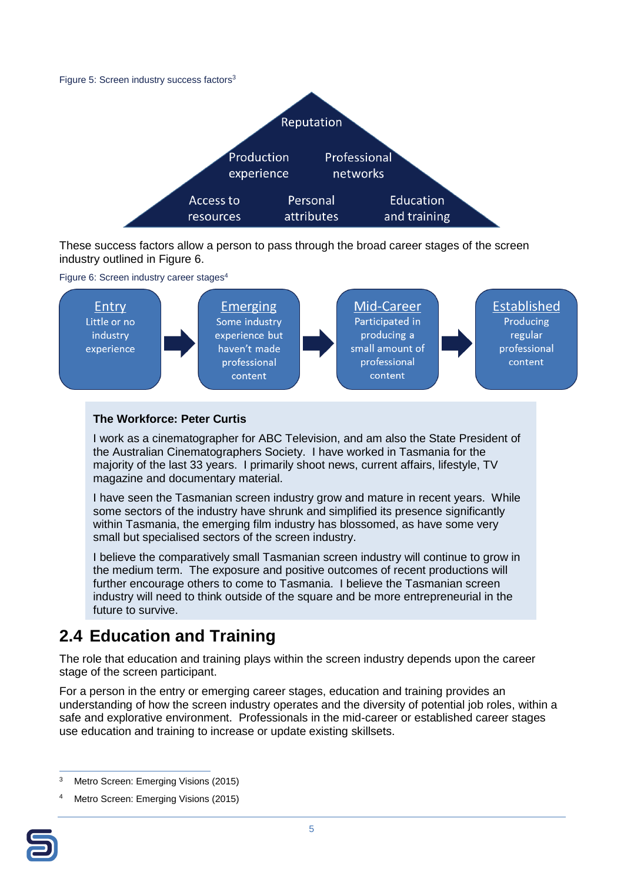Figure 5: Screen industry success factors[3]

Reputation

Production experience | Professional networks

Access to resources | Personal attributes | Education and training

These success factors allow a person to pass through the broad career stages of the screen industry outlined in Figure 6.

Figure 6: Screen industry career stages[4]

**Entry** – Little or no industry experience → **Emerging** – Some industry experience but haven't made professional content → **Mid-Career** – Participated in producing a small amount of professional content → **Established** – Producing regular professional content

**The Workforce: Peter Curtis**

I work as a cinematographer for ABC Television, and am also the State President of the Australian Cinematographers Society. I have worked in Tasmania for the majority of the last 33 years. I primarily shoot news, current affairs, lifestyle, TV magazine and documentary material.

I have seen the Tasmanian screen industry grow and mature in recent years. While some sectors of the industry have shrunk and simplified its presence significantly within Tasmania, the emerging film industry has blossomed, as have some very small but specialised sectors of the screen industry.

I believe the comparatively small Tasmanian screen industry will continue to grow in the medium term. The exposure and positive outcomes of recent productions will further encourage others to come to Tasmania. I believe the Tasmanian screen industry will need to think outside of the square and be more entrepreneurial in the future to survive.

## 2.4 Education and Training

The role that education and training plays within the screen industry depends upon the career stage of the screen participant.

For a person in the entry or emerging career stages, education and training provides an understanding of how the screen industry operates and the diversity of potential job roles, within a safe and explorative environment. Professionals in the mid-career or established career stages use education and training to increase or update existing skillsets.

[3] Metro Screen: Emerging Visions (2015)

[4] Metro Screen: Emerging Visions (2015)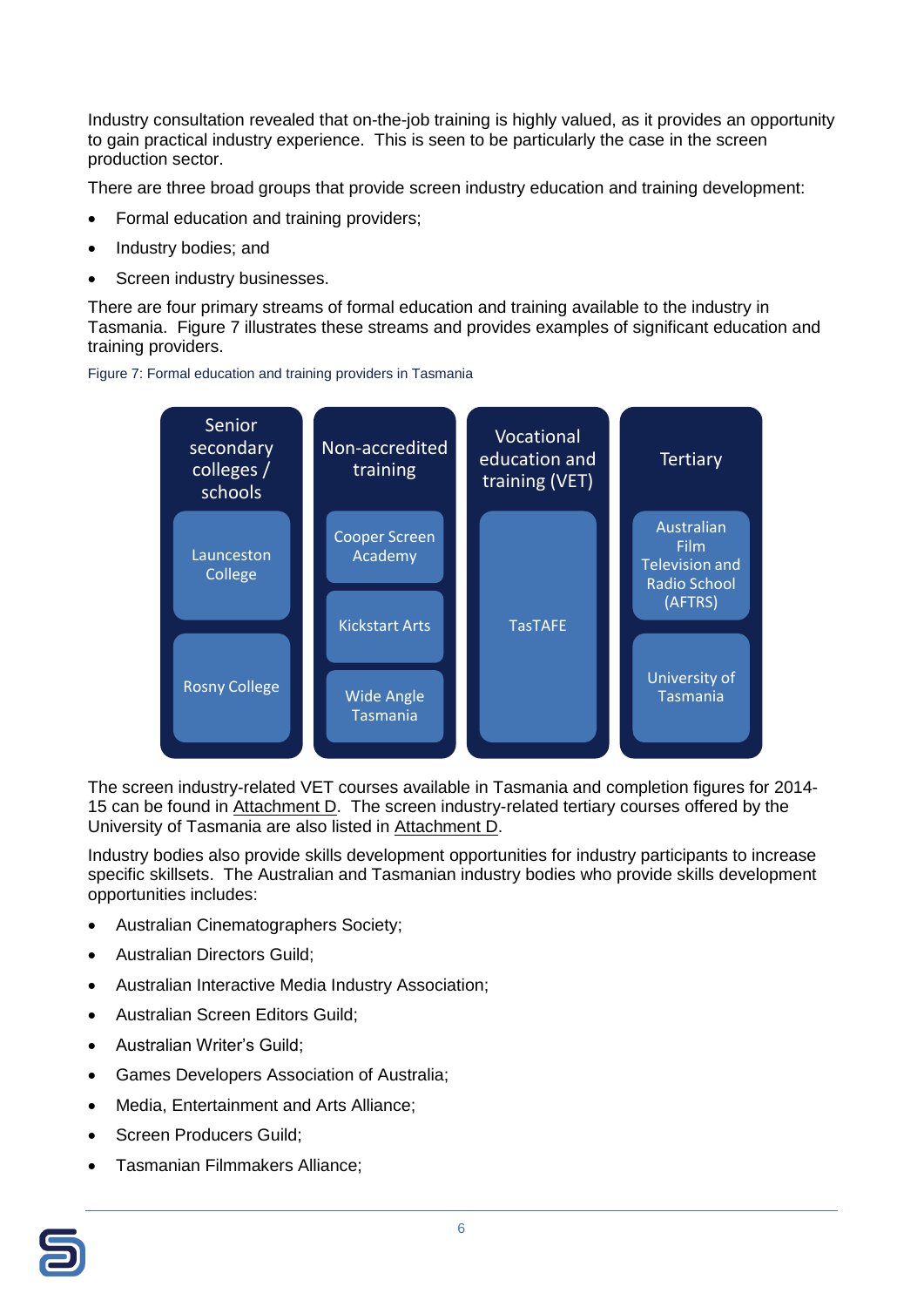Industry consultation revealed that on-the-job training is highly valued, as it provides an opportunity to gain practical industry experience. This is seen to be particularly the case in the screen production sector.

There are three broad groups that provide screen industry education and training development:

- Formal education and training providers;
- Industry bodies; and
- Screen industry businesses.

There are four primary streams of formal education and training available to the industry in Tasmania. Figure 7 illustrates these streams and provides examples of significant education and training providers.

Figure 7: Formal education and training providers in Tasmania

| Senior secondary colleges / schools | Non-accredited training | Vocational education and training (VET) | Tertiary |
|---|---|---|---|
| Launceston College | Cooper Screen Academy | TasTAFE | Australian Film Television and Radio School (AFTRS) |
| Rosny College | Kickstart Arts | | University of Tasmania |
| | Wide Angle Tasmania | | |

The screen industry-related VET courses available in Tasmania and completion figures for 2014-15 can be found in Attachment D. The screen industry-related tertiary courses offered by the University of Tasmania are also listed in Attachment D.

Industry bodies also provide skills development opportunities for industry participants to increase specific skillsets. The Australian and Tasmanian industry bodies who provide skills development opportunities includes:

- Australian Cinematographers Society;
- Australian Directors Guild;
- Australian Interactive Media Industry Association;
- Australian Screen Editors Guild;
- Australian Writer's Guild;
- Games Developers Association of Australia;
- Media, Entertainment and Arts Alliance;
- Screen Producers Guild;
- Tasmanian Filmmakers Alliance;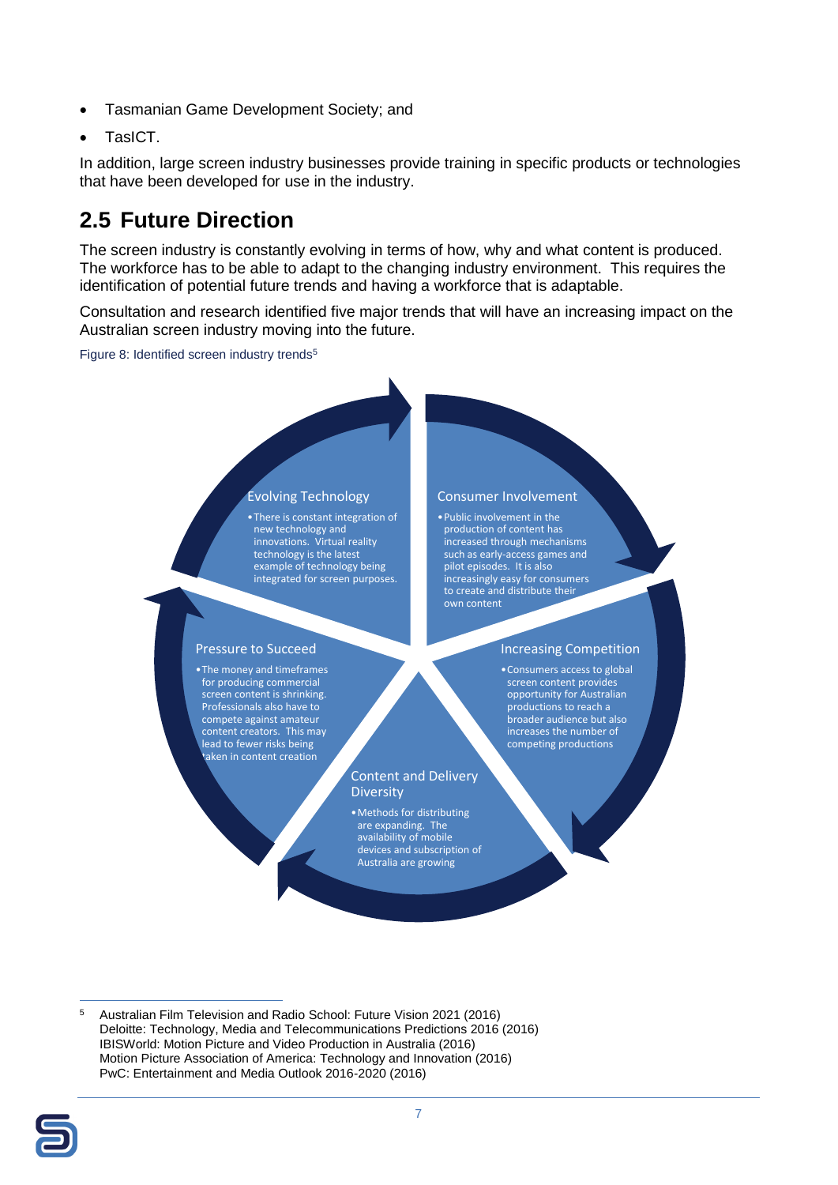- Tasmanian Game Development Society; and
- TasICT.

In addition, large screen industry businesses provide training in specific products or technologies that have been developed for use in the industry.

## 2.5 Future Direction

The screen industry is constantly evolving in terms of how, why and what content is produced. The workforce has to be able to adapt to the changing industry environment. This requires the identification of potential future trends and having a workforce that is adaptable.

Consultation and research identified five major trends that will have an increasing impact on the Australian screen industry moving into the future.

Figure 8: Identified screen industry trends[5]

**Evolving Technology**

- There is constant integration of new technology and innovations. Virtual reality technology is the latest example of technology being integrated for screen purposes.

**Consumer Involvement**

- Public involvement in the production of content has increased through mechanisms such as early-access games and pilot episodes. It is also increasingly easy for consumers to create and distribute their own content

**Increasing Competition**

- Consumers access to global screen content provides opportunity for Australian productions to reach a broader audience but also increases the number of competing productions

**Content and Delivery Diversity**

- Methods for distributing are expanding. The availability of mobile devices and subscription of Australia are growing

**Pressure to Succeed**

- The money and timeframes for producing commercial screen content is shrinking. Professionals also have to compete against amateur content creators. This may lead to fewer risks being taken in content creation

---

[5] Australian Film Television and Radio School: Future Vision 2021 (2016)
Deloitte: Technology, Media and Telecommunications Predictions 2016 (2016)
IBISWorld: Motion Picture and Video Production in Australia (2016)
Motion Picture Association of America: Technology and Innovation (2016)
PwC: Entertainment and Media Outlook 2016-2020 (2016)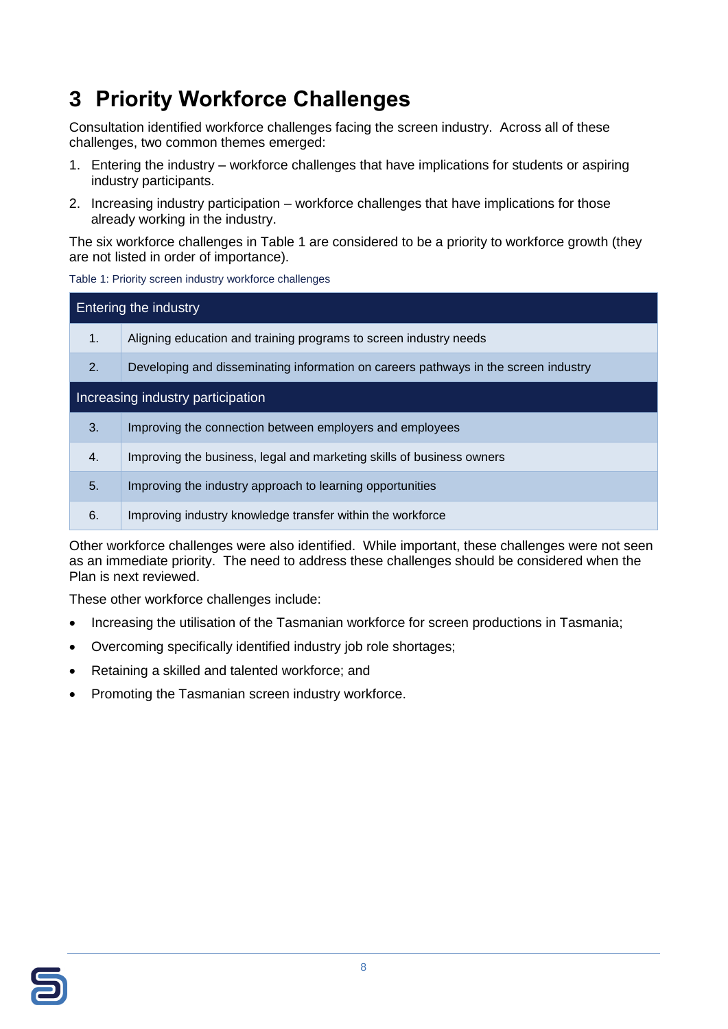# 3 Priority Workforce Challenges

Consultation identified workforce challenges facing the screen industry. Across all of these challenges, two common themes emerged:

1. Entering the industry – workforce challenges that have implications for students or aspiring industry participants.
2. Increasing industry participation – workforce challenges that have implications for those already working in the industry.

The six workforce challenges in Table 1 are considered to be a priority to workforce growth (they are not listed in order of importance).

Table 1: Priority screen industry workforce challenges

| Entering the industry | |
|---|---|
| 1. | Aligning education and training programs to screen industry needs |
| 2. | Developing and disseminating information on careers pathways in the screen industry |
| **Increasing industry participation** | |
| 3. | Improving the connection between employers and employees |
| 4. | Improving the business, legal and marketing skills of business owners |
| 5. | Improving the industry approach to learning opportunities |
| 6. | Improving industry knowledge transfer within the workforce |

Other workforce challenges were also identified. While important, these challenges were not seen as an immediate priority. The need to address these challenges should be considered when the Plan is next reviewed.

These other workforce challenges include:

- Increasing the utilisation of the Tasmanian workforce for screen productions in Tasmania;
- Overcoming specifically identified industry job role shortages;
- Retaining a skilled and talented workforce; and
- Promoting the Tasmanian screen industry workforce.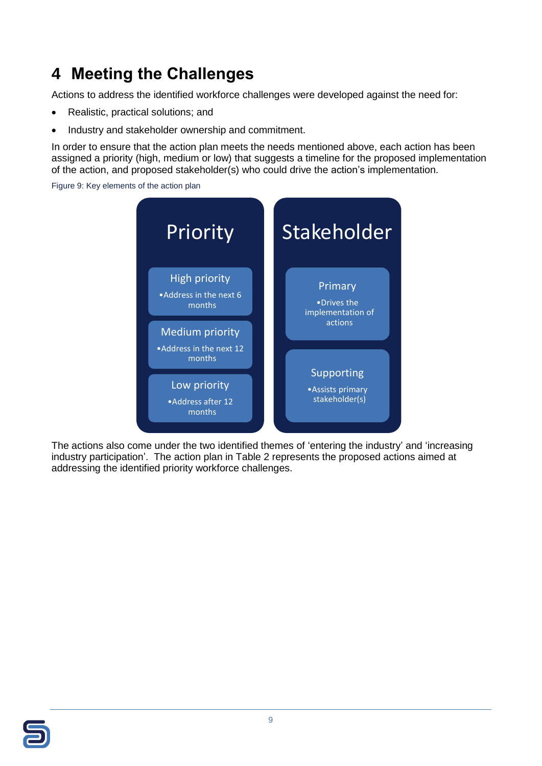# 4 Meeting the Challenges

Actions to address the identified workforce challenges were developed against the need for:

- Realistic, practical solutions; and
- Industry and stakeholder ownership and commitment.

In order to ensure that the action plan meets the needs mentioned above, each action has been assigned a priority (high, medium or low) that suggests a timeline for the proposed implementation of the action, and proposed stakeholder(s) who could drive the action's implementation.

Figure 9: Key elements of the action plan

**Priority**

- **High priority**
  - Address in the next 6 months
- **Medium priority**
  - Address in the next 12 months
- **Low priority**
  - Address after 12 months

**Stakeholder**

- **Primary**
  - Drives the implementation of actions
- **Supporting**
  - Assists primary stakeholder(s)

The actions also come under the two identified themes of 'entering the industry' and 'increasing industry participation'. The action plan in Table 2 represents the proposed actions aimed at addressing the identified priority workforce challenges.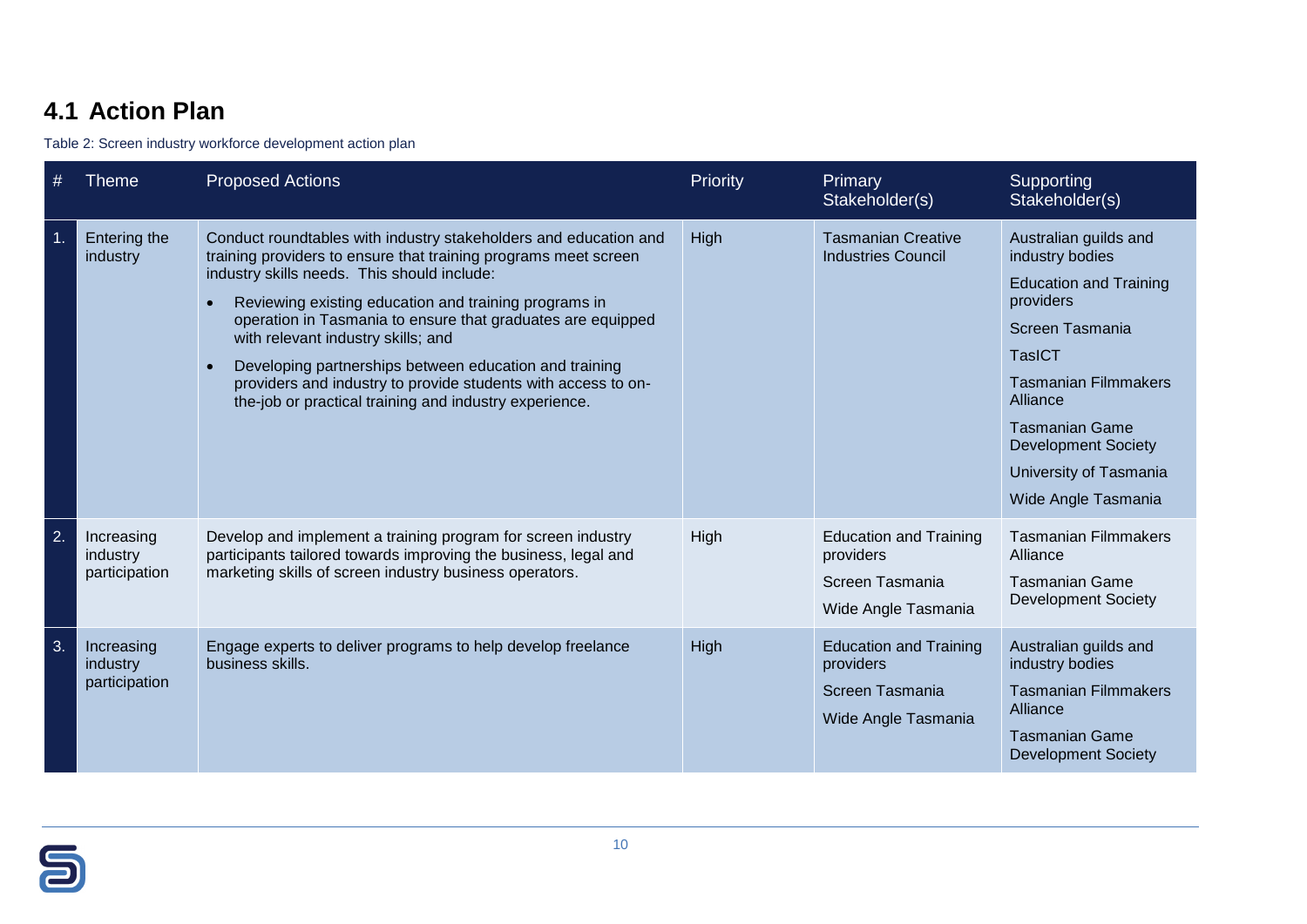## 4.1 Action Plan

Table 2: Screen industry workforce development action plan

| # | Theme | Proposed Actions | Priority | Primary Stakeholder(s) | Supporting Stakeholder(s) |
|---|---|---|---|---|---|
| 1. | Entering the industry | Conduct roundtables with industry stakeholders and education and training providers to ensure that training programs meet screen industry skills needs. This should include:<br>• Reviewing existing education and training programs in operation in Tasmania to ensure that graduates are equipped with relevant industry skills; and<br>• Developing partnerships between education and training providers and industry to provide students with access to on-the-job or practical training and industry experience. | High | Tasmanian Creative Industries Council | Australian guilds and industry bodies<br>Education and Training providers<br>Screen Tasmania<br>TasICT<br>Tasmanian Filmmakers Alliance<br>Tasmanian Game Development Society<br>University of Tasmania<br>Wide Angle Tasmania |
| 2. | Increasing industry participation | Develop and implement a training program for screen industry participants tailored towards improving the business, legal and marketing skills of screen industry business operators. | High | Education and Training providers<br>Screen Tasmania<br>Wide Angle Tasmania | Tasmanian Filmmakers Alliance<br>Tasmanian Game Development Society |
| 3. | Increasing industry participation | Engage experts to deliver programs to help develop freelance business skills. | High | Education and Training providers<br>Screen Tasmania<br>Wide Angle Tasmania | Australian guilds and industry bodies<br>Tasmanian Filmmakers Alliance<br>Tasmanian Game Development Society |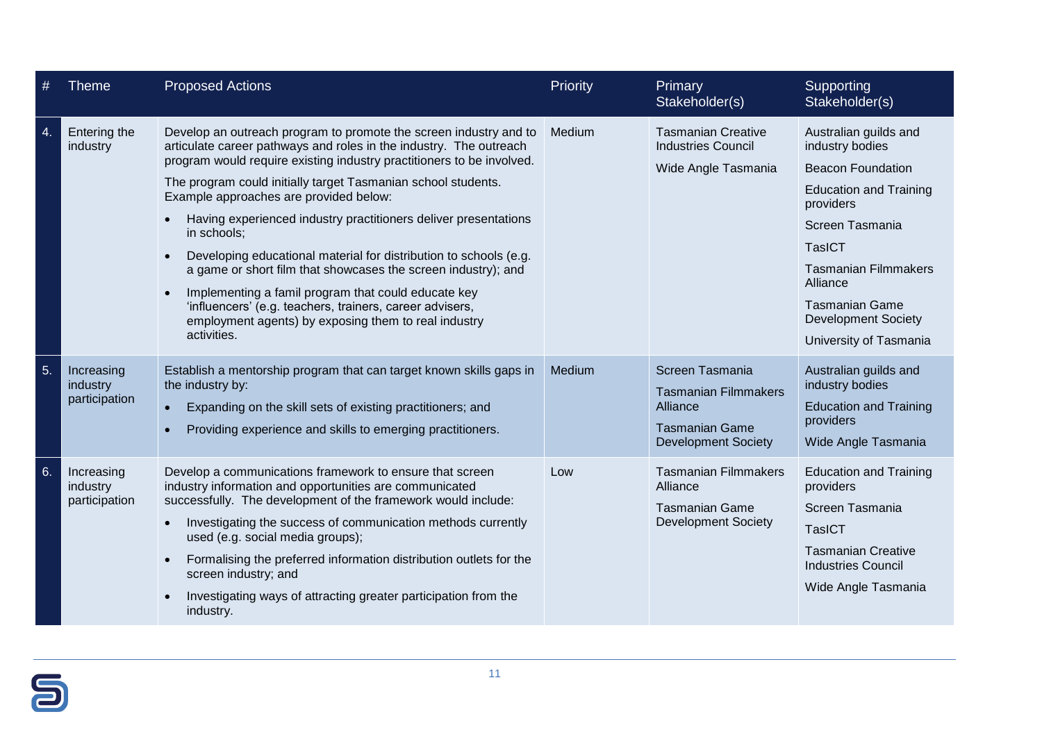| # | Theme | Proposed Actions | Priority | Primary Stakeholder(s) | Supporting Stakeholder(s) |
|---|---|---|---|---|---|
| 4. | Entering the industry | Develop an outreach program to promote the screen industry and to articulate career pathways and roles in the industry. The outreach program would require existing industry practitioners to be involved.<br><br>The program could initially target Tasmanian school students. Example approaches are provided below:<br>• Having experienced industry practitioners deliver presentations in schools;<br>• Developing educational material for distribution to schools (e.g. a game or short film that showcases the screen industry); and<br>• Implementing a famil program that could educate key 'influencers' (e.g. teachers, trainers, career advisers, employment agents) by exposing them to real industry activities. | Medium | Tasmanian Creative Industries Council<br><br>Wide Angle Tasmania | Australian guilds and industry bodies<br><br>Beacon Foundation<br><br>Education and Training providers<br><br>Screen Tasmania<br><br>TasICT<br><br>Tasmanian Filmmakers Alliance<br><br>Tasmanian Game Development Society<br><br>University of Tasmania |
| 5. | Increasing industry participation | Establish a mentorship program that can target known skills gaps in the industry by:<br>• Expanding on the skill sets of existing practitioners; and<br>• Providing experience and skills to emerging practitioners. | Medium | Screen Tasmania<br><br>Tasmanian Filmmakers Alliance<br><br>Tasmanian Game Development Society | Australian guilds and industry bodies<br><br>Education and Training providers<br><br>Wide Angle Tasmania |
| 6. | Increasing industry participation | Develop a communications framework to ensure that screen industry information and opportunities are communicated successfully. The development of the framework would include:<br>• Investigating the success of communication methods currently used (e.g. social media groups);<br>• Formalising the preferred information distribution outlets for the screen industry; and<br>• Investigating ways of attracting greater participation from the industry. | Low | Tasmanian Filmmakers Alliance<br><br>Tasmanian Game Development Society | Education and Training providers<br><br>Screen Tasmania<br><br>TasICT<br><br>Tasmanian Creative Industries Council<br><br>Wide Angle Tasmania |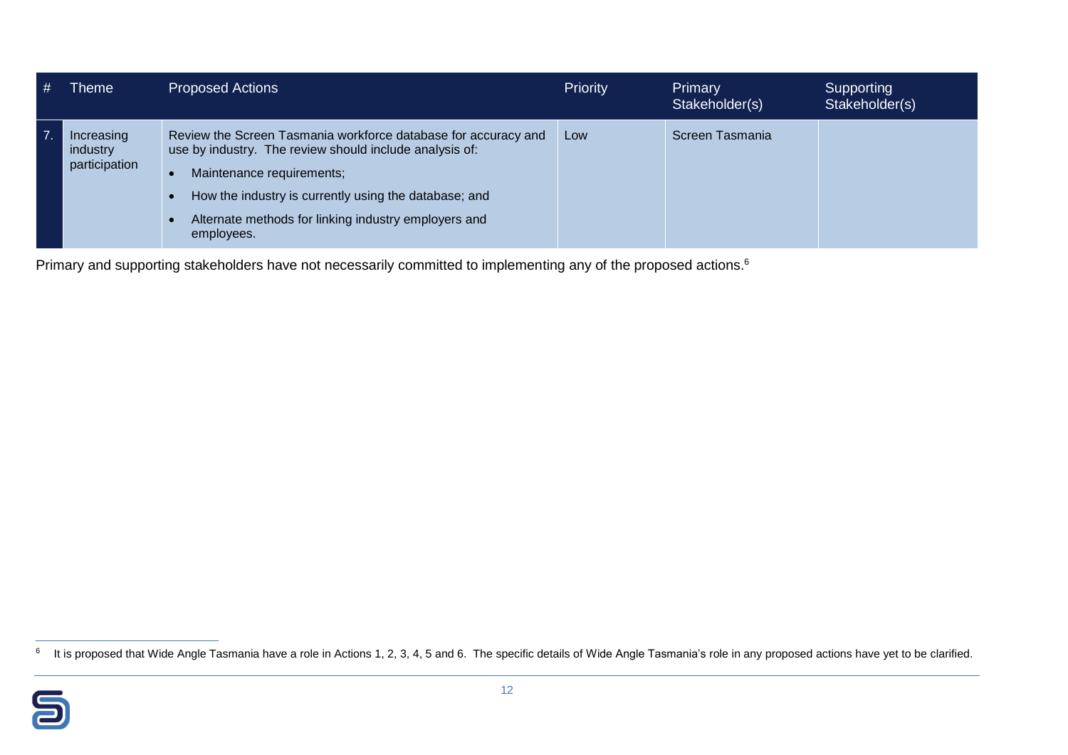| # | Theme | Proposed Actions | Priority | Primary Stakeholder(s) | Supporting Stakeholder(s) |
|---|---|---|---|---|---|
| 7. | Increasing industry participation | Review the Screen Tasmania workforce database for accuracy and use by industry. The review should include analysis of:<br>• Maintenance requirements;<br>• How the industry is currently using the database; and<br>• Alternate methods for linking industry employers and employees. | Low | Screen Tasmania | |

Primary and supporting stakeholders have not necessarily committed to implementing any of the proposed actions.[6]

[6] It is proposed that Wide Angle Tasmania have a role in Actions 1, 2, 3, 4, 5 and 6. The specific details of Wide Angle Tasmania's role in any proposed actions have yet to be clarified.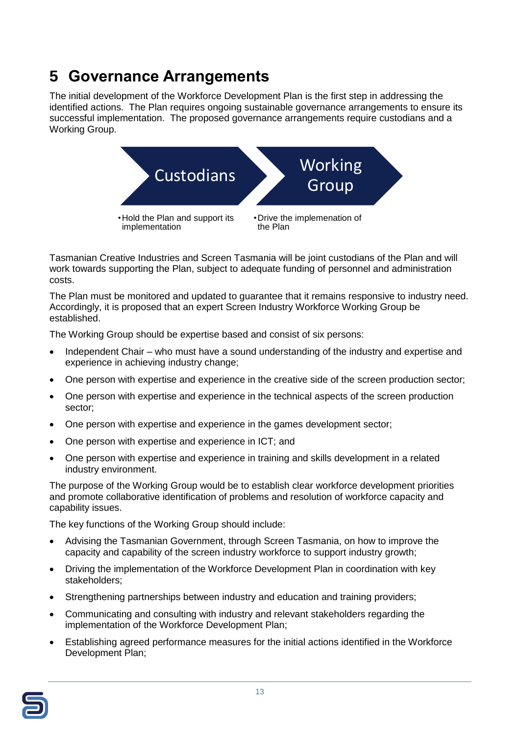# 5 Governance Arrangements

The initial development of the Workforce Development Plan is the first step in addressing the identified actions. The Plan requires ongoing sustainable governance arrangements to ensure its successful implementation. The proposed governance arrangements require custodians and a Working Group.

| Custodians | Working Group |
|---|---|
| • Hold the Plan and support its implementation | • Drive the implemenation of the Plan |

Tasmanian Creative Industries and Screen Tasmania will be joint custodians of the Plan and will work towards supporting the Plan, subject to adequate funding of personnel and administration costs.

The Plan must be monitored and updated to guarantee that it remains responsive to industry need. Accordingly, it is proposed that an expert Screen Industry Workforce Working Group be established.

The Working Group should be expertise based and consist of six persons:

- Independent Chair – who must have a sound understanding of the industry and expertise and experience in achieving industry change;
- One person with expertise and experience in the creative side of the screen production sector;
- One person with expertise and experience in the technical aspects of the screen production sector;
- One person with expertise and experience in the games development sector;
- One person with expertise and experience in ICT; and
- One person with expertise and experience in training and skills development in a related industry environment.

The purpose of the Working Group would be to establish clear workforce development priorities and promote collaborative identification of problems and resolution of workforce capacity and capability issues.

The key functions of the Working Group should include:

- Advising the Tasmanian Government, through Screen Tasmania, on how to improve the capacity and capability of the screen industry workforce to support industry growth;
- Driving the implementation of the Workforce Development Plan in coordination with key stakeholders;
- Strengthening partnerships between industry and education and training providers;
- Communicating and consulting with industry and relevant stakeholders regarding the implementation of the Workforce Development Plan;
- Establishing agreed performance measures for the initial actions identified in the Workforce Development Plan;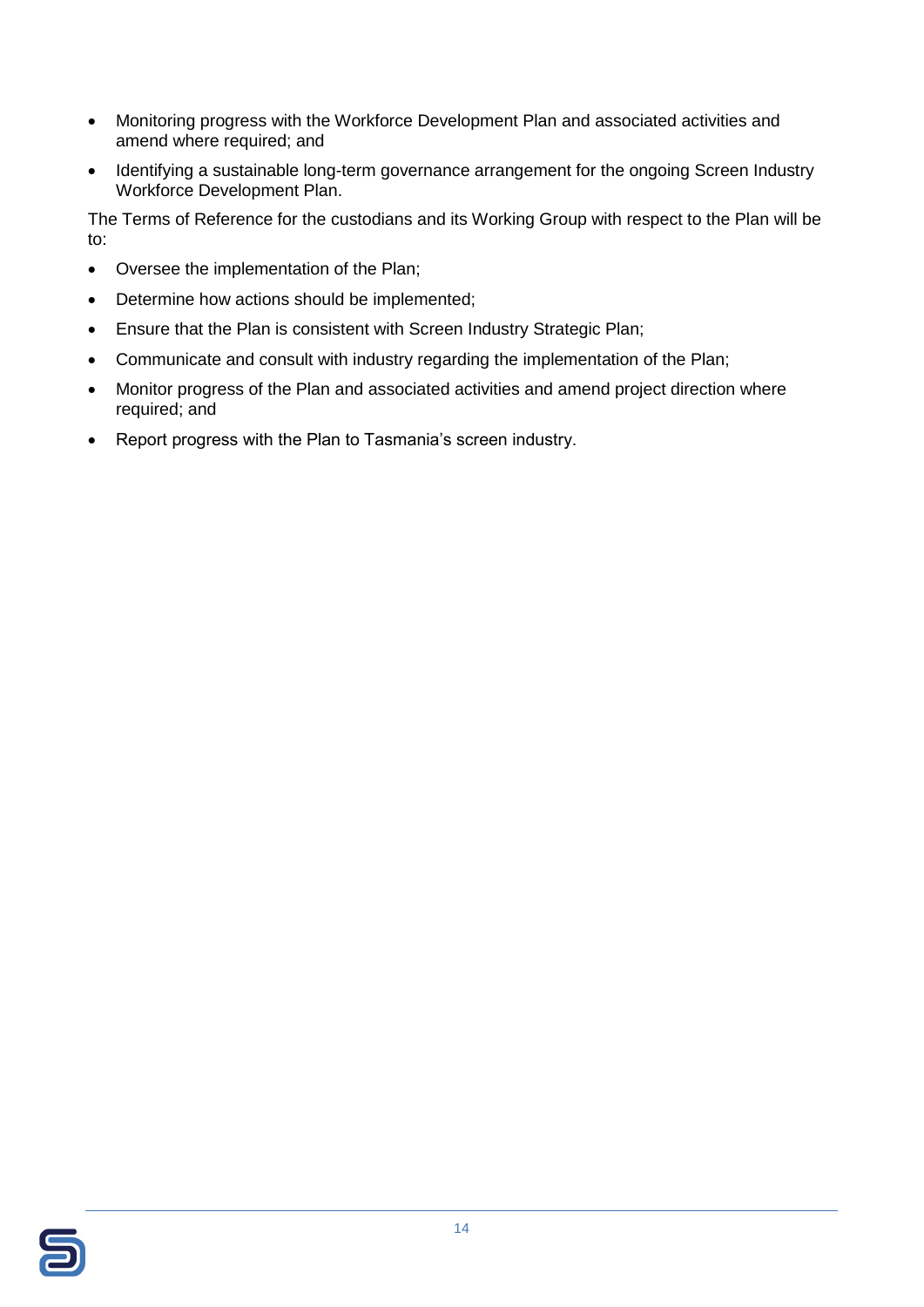- Monitoring progress with the Workforce Development Plan and associated activities and amend where required; and
- Identifying a sustainable long-term governance arrangement for the ongoing Screen Industry Workforce Development Plan.

The Terms of Reference for the custodians and its Working Group with respect to the Plan will be to:

- Oversee the implementation of the Plan;
- Determine how actions should be implemented;
- Ensure that the Plan is consistent with Screen Industry Strategic Plan;
- Communicate and consult with industry regarding the implementation of the Plan;
- Monitor progress of the Plan and associated activities and amend project direction where required; and
- Report progress with the Plan to Tasmania's screen industry.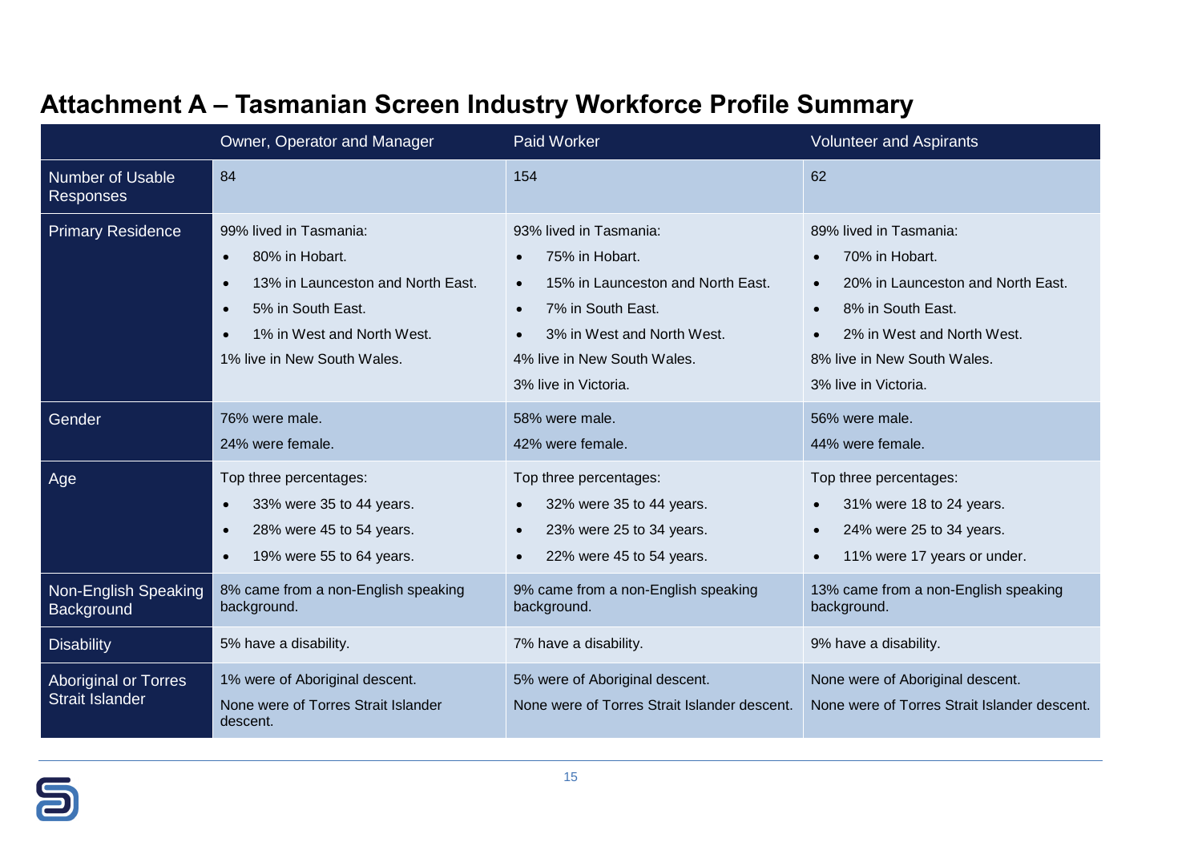# Attachment A – Tasmanian Screen Industry Workforce Profile Summary

| | Owner, Operator and Manager | Paid Worker | Volunteer and Aspirants |
|---|---|---|---|
| Number of Usable Responses | 84 | 154 | 62 |
| Primary Residence | 99% lived in Tasmania:<br>• 80% in Hobart.<br>• 13% in Launceston and North East.<br>• 5% in South East.<br>• 1% in West and North West.<br>1% live in New South Wales. | 93% lived in Tasmania:<br>• 75% in Hobart.<br>• 15% in Launceston and North East.<br>• 7% in South East.<br>• 3% in West and North West.<br>4% live in New South Wales.<br>3% live in Victoria. | 89% lived in Tasmania:<br>• 70% in Hobart.<br>• 20% in Launceston and North East.<br>• 8% in South East.<br>• 2% in West and North West.<br>8% live in New South Wales.<br>3% live in Victoria. |
| Gender | 76% were male.<br>24% were female. | 58% were male.<br>42% were female. | 56% were male.<br>44% were female. |
| Age | Top three percentages:<br>• 33% were 35 to 44 years.<br>• 28% were 45 to 54 years.<br>• 19% were 55 to 64 years. | Top three percentages:<br>• 32% were 35 to 44 years.<br>• 23% were 25 to 34 years.<br>• 22% were 45 to 54 years. | Top three percentages:<br>• 31% were 18 to 24 years.<br>• 24% were 25 to 34 years.<br>• 11% were 17 years or under. |
| Non-English Speaking Background | 8% came from a non-English speaking background. | 9% came from a non-English speaking background. | 13% came from a non-English speaking background. |
| Disability | 5% have a disability. | 7% have a disability. | 9% have a disability. |
| Aboriginal or Torres Strait Islander | 1% were of Aboriginal descent.<br>None were of Torres Strait Islander descent. | 5% were of Aboriginal descent.<br>None were of Torres Strait Islander descent. | None were of Aboriginal descent.<br>None were of Torres Strait Islander descent. |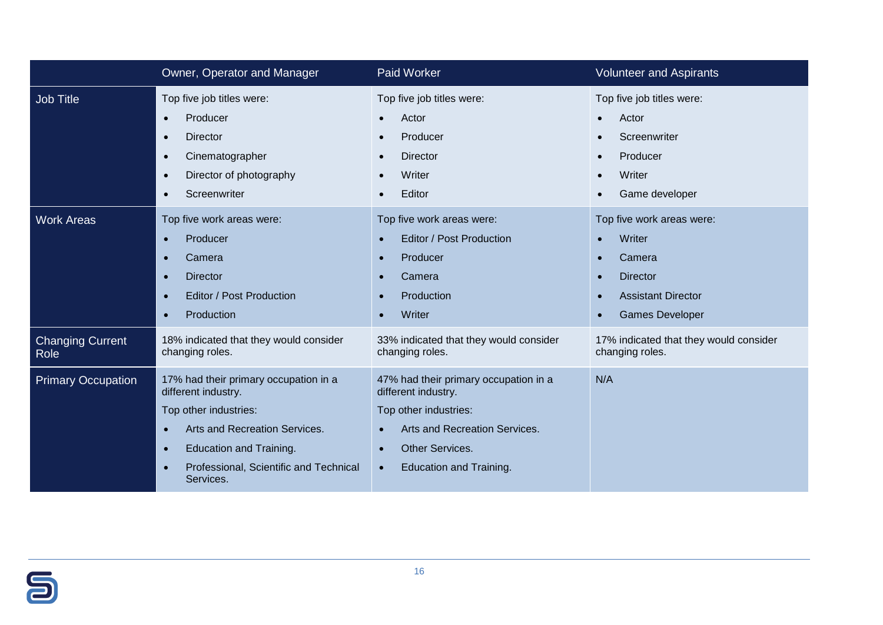| | Owner, Operator and Manager | Paid Worker | Volunteer and Aspirants |
|---|---|---|---|
| Job Title | Top five job titles were:<br>• Producer<br>• Director<br>• Cinematographer<br>• Director of photography<br>• Screenwriter | Top five job titles were:<br>• Actor<br>• Producer<br>• Director<br>• Writer<br>• Editor | Top five job titles were:<br>• Actor<br>• Screenwriter<br>• Producer<br>• Writer<br>• Game developer |
| Work Areas | Top five work areas were:<br>• Producer<br>• Camera<br>• Director<br>• Editor / Post Production<br>• Production | Top five work areas were:<br>• Editor / Post Production<br>• Producer<br>• Camera<br>• Production<br>• Writer | Top five work areas were:<br>• Writer<br>• Camera<br>• Director<br>• Assistant Director<br>• Games Developer |
| Changing Current Role | 18% indicated that they would consider changing roles. | 33% indicated that they would consider changing roles. | 17% indicated that they would consider changing roles. |
| Primary Occupation | 17% had their primary occupation in a different industry.<br>Top other industries:<br>• Arts and Recreation Services.<br>• Education and Training.<br>• Professional, Scientific and Technical Services. | 47% had their primary occupation in a different industry.<br>Top other industries:<br>• Arts and Recreation Services.<br>• Other Services.<br>• Education and Training. | N/A |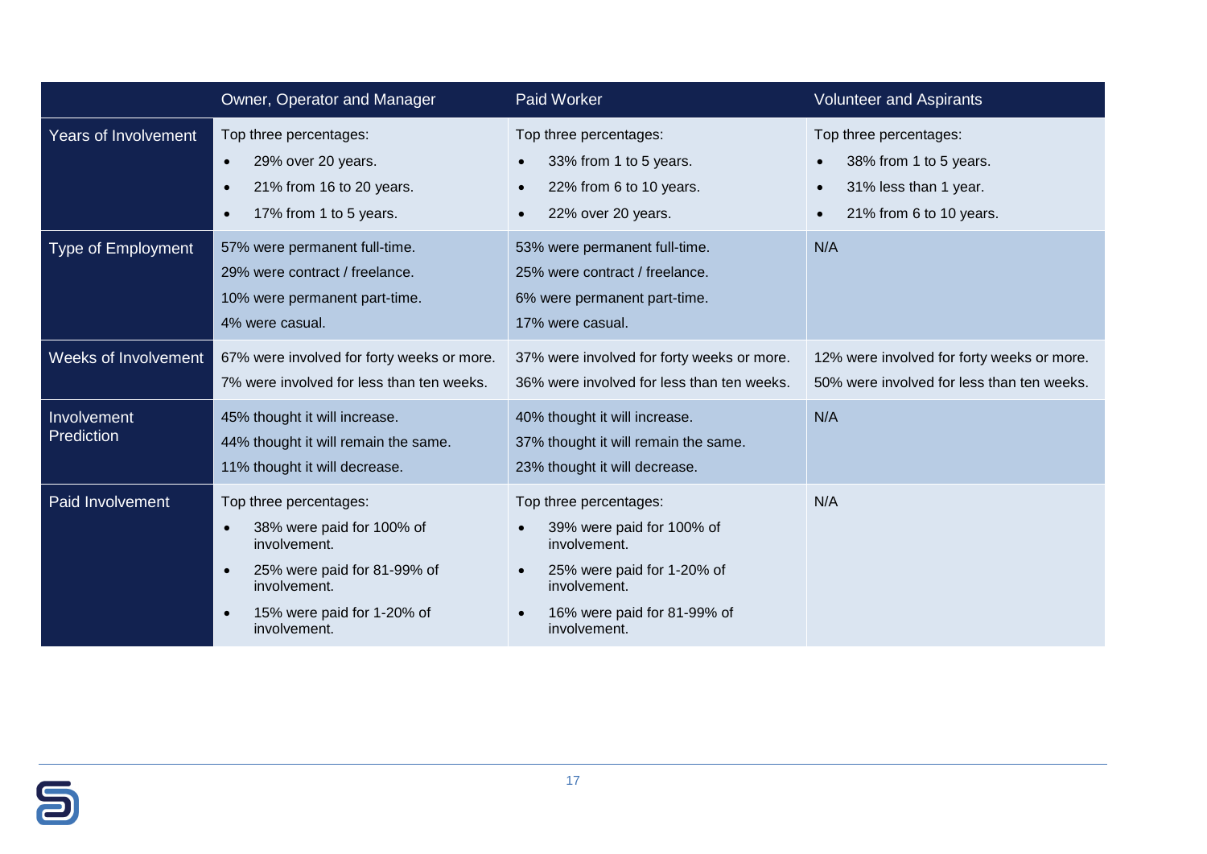| | Owner, Operator and Manager | Paid Worker | Volunteer and Aspirants |
|---|---|---|---|
| Years of Involvement | Top three percentages:<br>• 29% over 20 years.<br>• 21% from 16 to 20 years.<br>• 17% from 1 to 5 years. | Top three percentages:<br>• 33% from 1 to 5 years.<br>• 22% from 6 to 10 years.<br>• 22% over 20 years. | Top three percentages:<br>• 38% from 1 to 5 years.<br>• 31% less than 1 year.<br>• 21% from 6 to 10 years. |
| Type of Employment | 57% were permanent full-time.<br>29% were contract / freelance.<br>10% were permanent part-time.<br>4% were casual. | 53% were permanent full-time.<br>25% were contract / freelance.<br>6% were permanent part-time.<br>17% were casual. | N/A |
| Weeks of Involvement | 67% were involved for forty weeks or more.<br>7% were involved for less than ten weeks. | 37% were involved for forty weeks or more.<br>36% were involved for less than ten weeks. | 12% were involved for forty weeks or more.<br>50% were involved for less than ten weeks. |
| Involvement Prediction | 45% thought it will increase.<br>44% thought it will remain the same.<br>11% thought it will decrease. | 40% thought it will increase.<br>37% thought it will remain the same.<br>23% thought it will decrease. | N/A |
| Paid Involvement | Top three percentages:<br>• 38% were paid for 100% of involvement.<br>• 25% were paid for 81-99% of involvement.<br>• 15% were paid for 1-20% of involvement. | Top three percentages:<br>• 39% were paid for 100% of involvement.<br>• 25% were paid for 1-20% of involvement.<br>• 16% were paid for 81-99% of involvement. | N/A |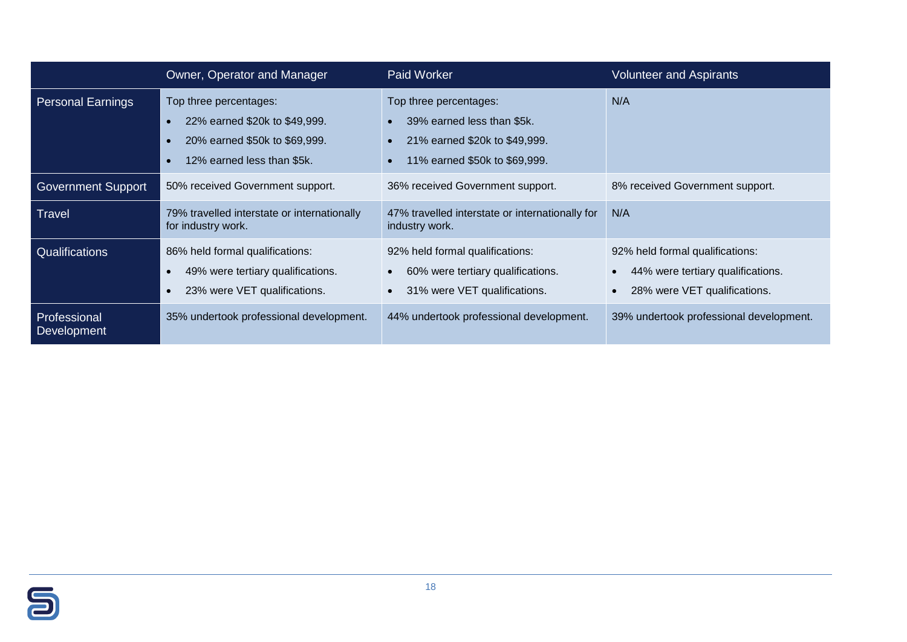| | Owner, Operator and Manager | Paid Worker | Volunteer and Aspirants |
|---|---|---|---|
| Personal Earnings | Top three percentages:<br>• 22% earned $20k to $49,999.<br>• 20% earned $50k to $69,999.<br>• 12% earned less than $5k. | Top three percentages:<br>• 39% earned less than $5k.<br>• 21% earned $20k to $49,999.<br>• 11% earned $50k to $69,999. | N/A |
| Government Support | 50% received Government support. | 36% received Government support. | 8% received Government support. |
| Travel | 79% travelled interstate or internationally for industry work. | 47% travelled interstate or internationally for industry work. | N/A |
| Qualifications | 86% held formal qualifications:<br>• 49% were tertiary qualifications.<br>• 23% were VET qualifications. | 92% held formal qualifications:<br>• 60% were tertiary qualifications.<br>• 31% were VET qualifications. | 92% held formal qualifications:<br>• 44% were tertiary qualifications.<br>• 28% were VET qualifications. |
| Professional Development | 35% undertook professional development. | 44% undertook professional development. | 39% undertook professional development. |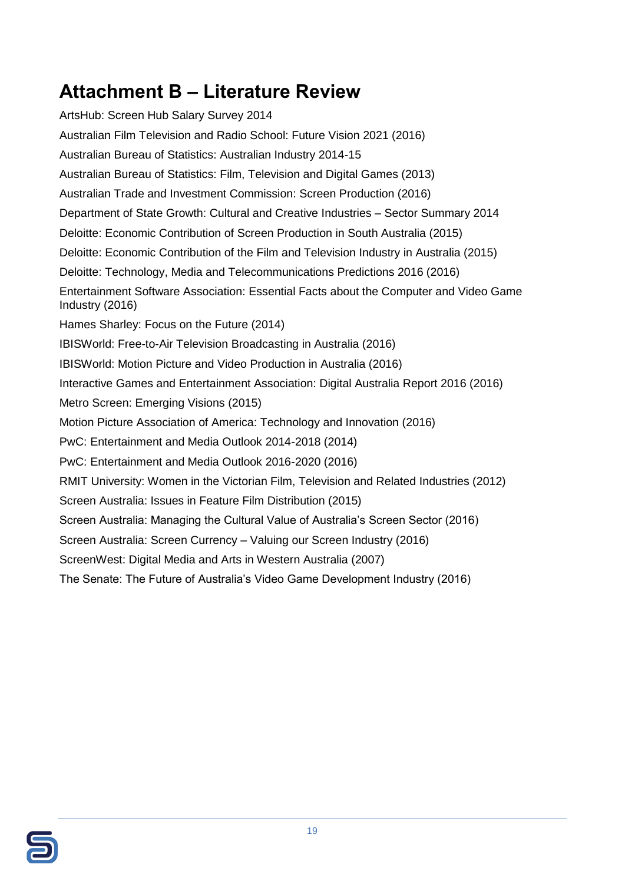# Attachment B – Literature Review

ArtsHub: Screen Hub Salary Survey 2014

Australian Film Television and Radio School: Future Vision 2021 (2016)

Australian Bureau of Statistics: Australian Industry 2014-15

Australian Bureau of Statistics: Film, Television and Digital Games (2013)

Australian Trade and Investment Commission: Screen Production (2016)

Department of State Growth: Cultural and Creative Industries – Sector Summary 2014

Deloitte: Economic Contribution of Screen Production in South Australia (2015)

Deloitte: Economic Contribution of the Film and Television Industry in Australia (2015)

Deloitte: Technology, Media and Telecommunications Predictions 2016 (2016)

Entertainment Software Association: Essential Facts about the Computer and Video Game Industry (2016)

Hames Sharley: Focus on the Future (2014)

IBISWorld: Free-to-Air Television Broadcasting in Australia (2016)

IBISWorld: Motion Picture and Video Production in Australia (2016)

Interactive Games and Entertainment Association: Digital Australia Report 2016 (2016)

Metro Screen: Emerging Visions (2015)

Motion Picture Association of America: Technology and Innovation (2016)

PwC: Entertainment and Media Outlook 2014-2018 (2014)

PwC: Entertainment and Media Outlook 2016-2020 (2016)

RMIT University: Women in the Victorian Film, Television and Related Industries (2012)

Screen Australia: Issues in Feature Film Distribution (2015)

Screen Australia: Managing the Cultural Value of Australia's Screen Sector (2016)

Screen Australia: Screen Currency – Valuing our Screen Industry (2016)

ScreenWest: Digital Media and Arts in Western Australia (2007)

The Senate: The Future of Australia's Video Game Development Industry (2016)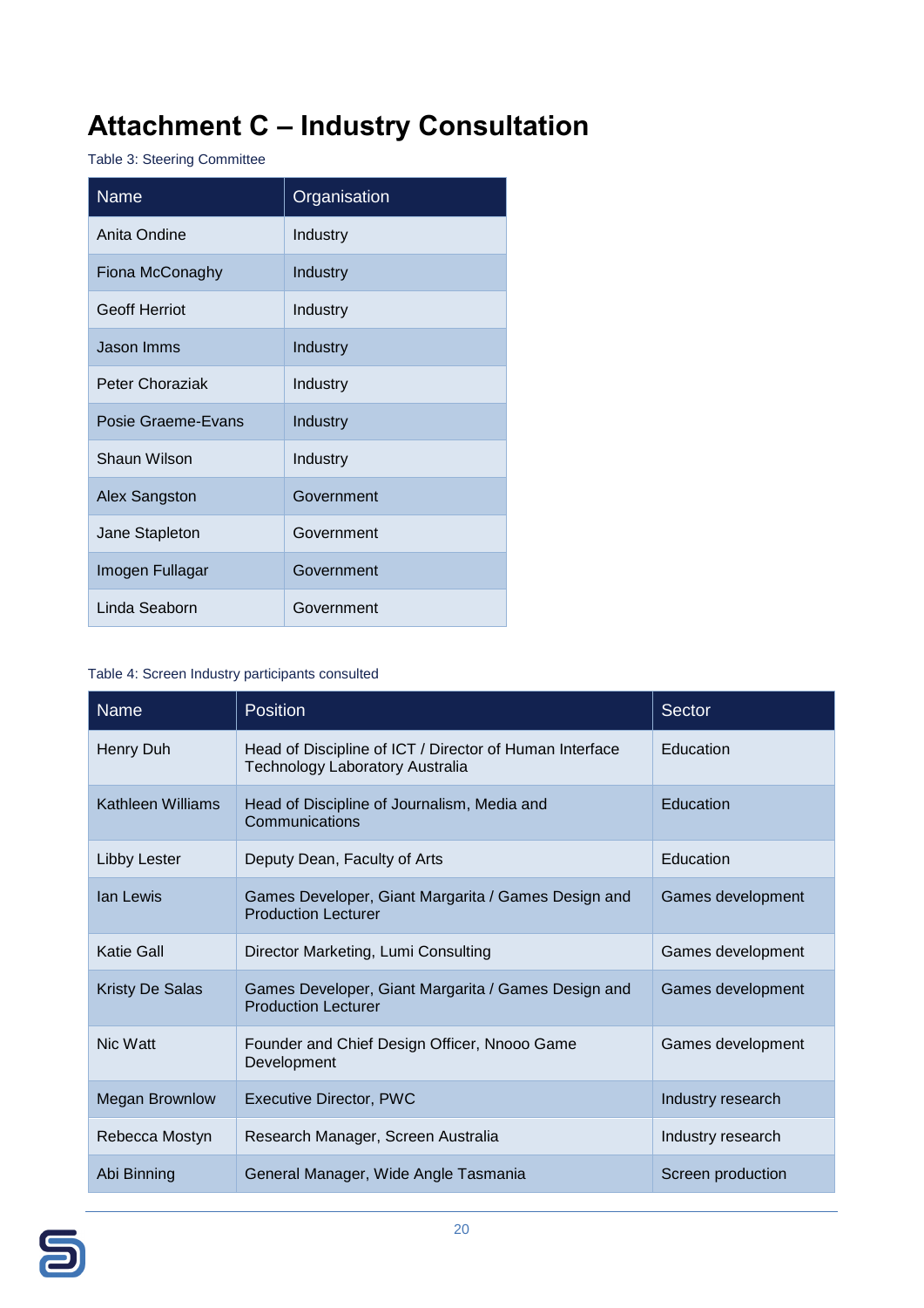# Attachment C – Industry Consultation

Table 3: Steering Committee

| Name | Organisation |
|---|---|
| Anita Ondine | Industry |
| Fiona McConaghy | Industry |
| Geoff Herriot | Industry |
| Jason Imms | Industry |
| Peter Choraziak | Industry |
| Posie Graeme-Evans | Industry |
| Shaun Wilson | Industry |
| Alex Sangston | Government |
| Jane Stapleton | Government |
| Imogen Fullagar | Government |
| Linda Seaborn | Government |

Table 4: Screen Industry participants consulted

| Name | Position | Sector |
|---|---|---|
| Henry Duh | Head of Discipline of ICT / Director of Human Interface Technology Laboratory Australia | Education |
| Kathleen Williams | Head of Discipline of Journalism, Media and Communications | Education |
| Libby Lester | Deputy Dean, Faculty of Arts | Education |
| Ian Lewis | Games Developer, Giant Margarita / Games Design and Production Lecturer | Games development |
| Katie Gall | Director Marketing, Lumi Consulting | Games development |
| Kristy De Salas | Games Developer, Giant Margarita / Games Design and Production Lecturer | Games development |
| Nic Watt | Founder and Chief Design Officer, Nnooo Game Development | Games development |
| Megan Brownlow | Executive Director, PWC | Industry research |
| Rebecca Mostyn | Research Manager, Screen Australia | Industry research |
| Abi Binning | General Manager, Wide Angle Tasmania | Screen production |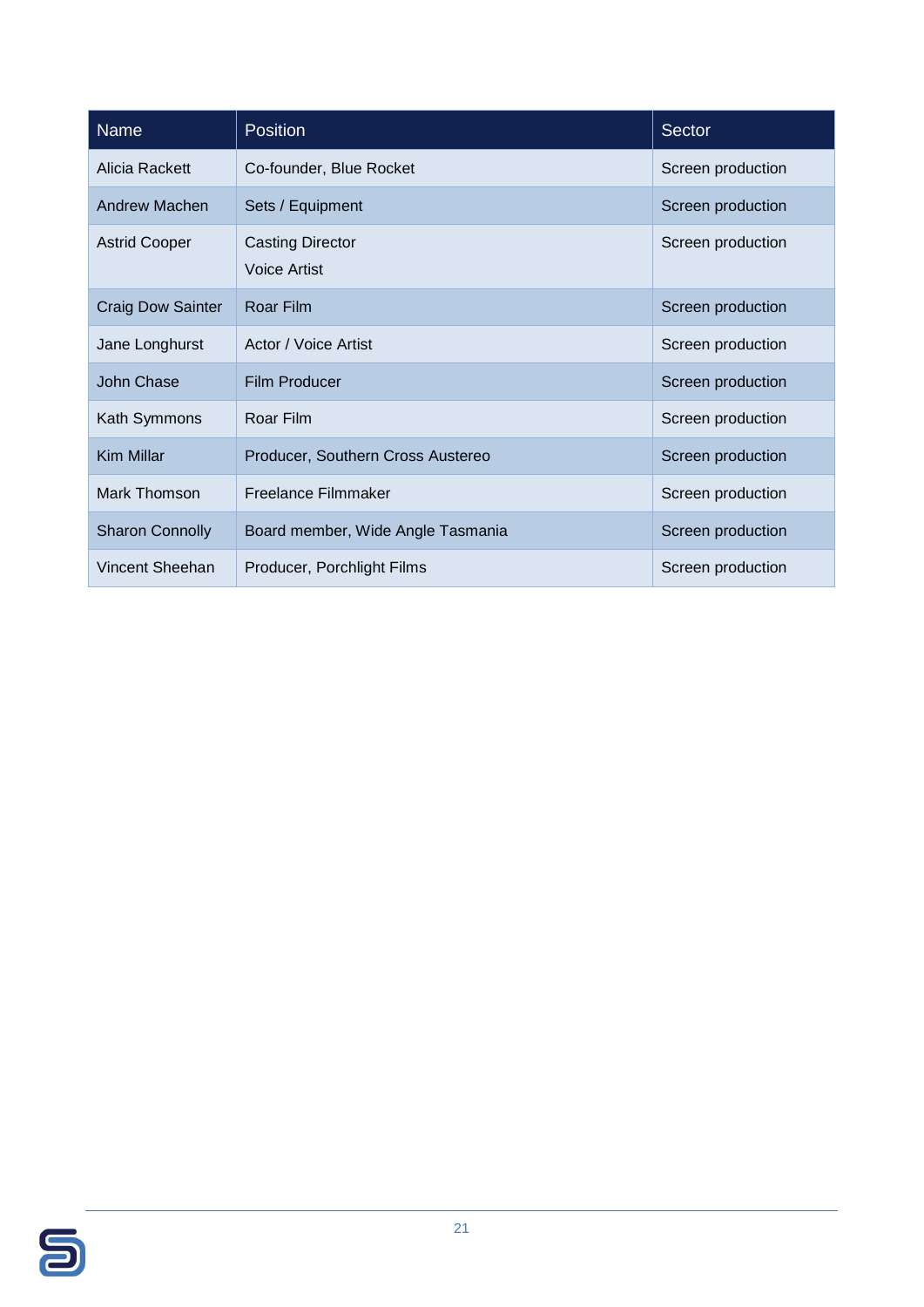| Name | Position | Sector |
| --- | --- | --- |
| Alicia Rackett | Co-founder, Blue Rocket | Screen production |
| Andrew Machen | Sets / Equipment | Screen production |
| Astrid Cooper | Casting Director<br>Voice Artist | Screen production |
| Craig Dow Sainter | Roar Film | Screen production |
| Jane Longhurst | Actor / Voice Artist | Screen production |
| John Chase | Film Producer | Screen production |
| Kath Symmons | Roar Film | Screen production |
| Kim Millar | Producer, Southern Cross Austereo | Screen production |
| Mark Thomson | Freelance Filmmaker | Screen production |
| Sharon Connolly | Board member, Wide Angle Tasmania | Screen production |
| Vincent Sheehan | Producer, Porchlight Films | Screen production |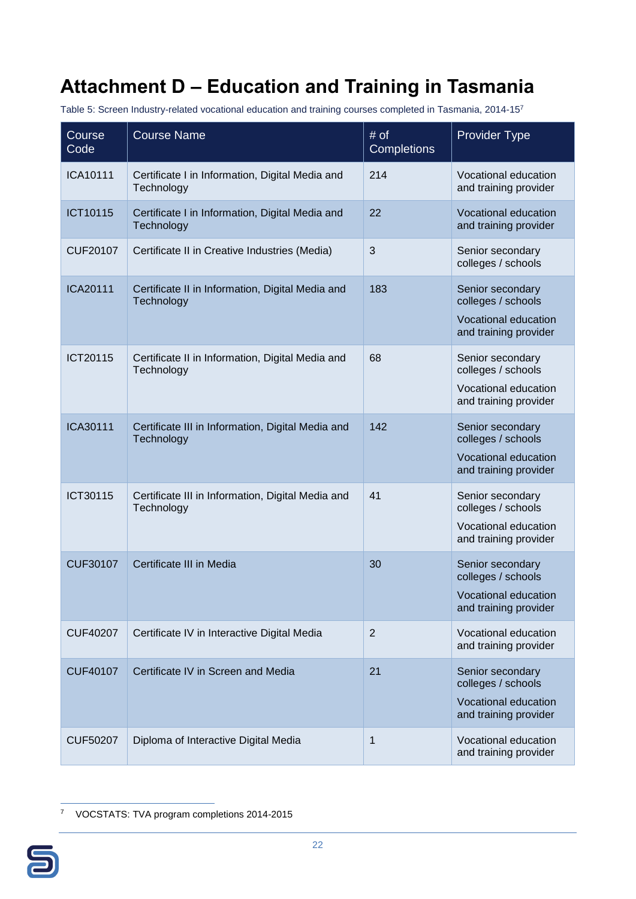# Attachment D – Education and Training in Tasmania

Table 5: Screen Industry-related vocational education and training courses completed in Tasmania, 2014-15[7]

| Course Code | Course Name | # of Completions | Provider Type |
|---|---|---|---|
| ICA10111 | Certificate I in Information, Digital Media and Technology | 214 | Vocational education and training provider |
| ICT10115 | Certificate I in Information, Digital Media and Technology | 22 | Vocational education and training provider |
| CUF20107 | Certificate II in Creative Industries (Media) | 3 | Senior secondary colleges / schools |
| ICA20111 | Certificate II in Information, Digital Media and Technology | 183 | Senior secondary colleges / schools<br>Vocational education and training provider |
| ICT20115 | Certificate II in Information, Digital Media and Technology | 68 | Senior secondary colleges / schools<br>Vocational education and training provider |
| ICA30111 | Certificate III in Information, Digital Media and Technology | 142 | Senior secondary colleges / schools<br>Vocational education and training provider |
| ICT30115 | Certificate III in Information, Digital Media and Technology | 41 | Senior secondary colleges / schools<br>Vocational education and training provider |
| CUF30107 | Certificate III in Media | 30 | Senior secondary colleges / schools<br>Vocational education and training provider |
| CUF40207 | Certificate IV in Interactive Digital Media | 2 | Vocational education and training provider |
| CUF40107 | Certificate IV in Screen and Media | 21 | Senior secondary colleges / schools<br>Vocational education and training provider |
| CUF50207 | Diploma of Interactive Digital Media | 1 | Vocational education and training provider |

[7] VOCSTATS: TVA program completions 2014-2015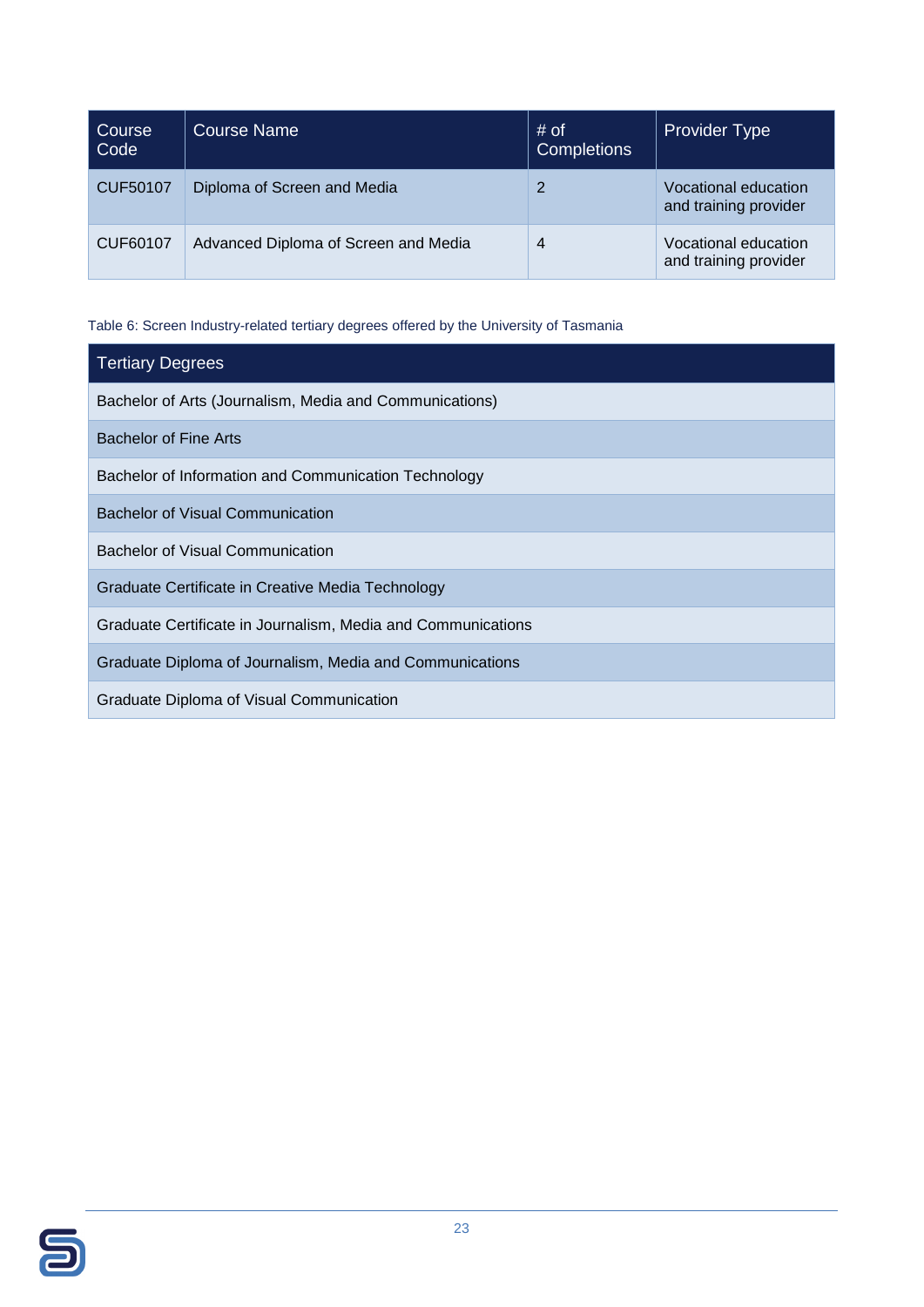| Course Code | Course Name | # of Completions | Provider Type |
|---|---|---|---|
| CUF50107 | Diploma of Screen and Media | 2 | Vocational education and training provider |
| CUF60107 | Advanced Diploma of Screen and Media | 4 | Vocational education and training provider |

Table 6: Screen Industry-related tertiary degrees offered by the University of Tasmania

| Tertiary Degrees |
|---|
| Bachelor of Arts (Journalism, Media and Communications) |
| Bachelor of Fine Arts |
| Bachelor of Information and Communication Technology |
| Bachelor of Visual Communication |
| Bachelor of Visual Communication |
| Graduate Certificate in Creative Media Technology |
| Graduate Certificate in Journalism, Media and Communications |
| Graduate Diploma of Journalism, Media and Communications |
| Graduate Diploma of Visual Communication |